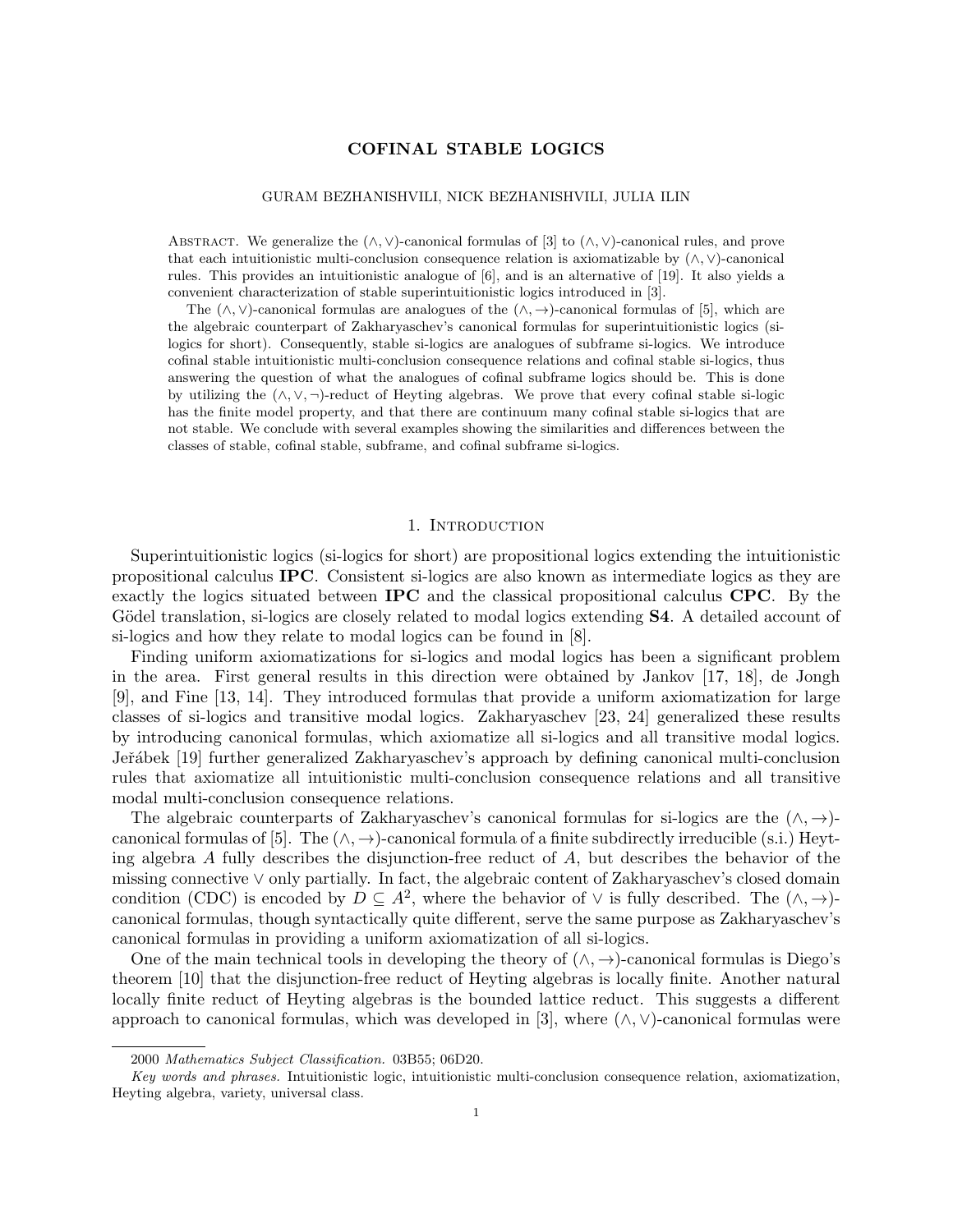# COFINAL STABLE LOGICS

GURAM BEZHANISHVILI, NICK BEZHANISHVILI, JULIA ILIN

ABSTRACT. We generalize the $(\wedge, \vee)$-canonical formulas of [3] to $(\wedge, \vee)$-canonical rules, and prove that each intuitionistic multi-conclusion consequence relation is axiomatizable by $(\wedge, \vee)$-canonical rules. This provides an intuitionistic analogue of [6], and is an alternative of [19]. It also yields a convenient characterization of stable superintuitionistic logics introduced in [3].

The $(\wedge, \vee)$-canonical formulas are analogues of the $(\wedge, \to)$-canonical formulas of [5], which are the algebraic counterpart of Zakharyaschev's canonical formulas for superintuitionistic logics (si-logics for short). Consequently, stable si-logics are analogues of subframe si-logics. We introduce cofinal stable intuitionistic multi-conclusion consequence relations and cofinal stable si-logics, thus answering the question of what the analogues of cofinal subframe logics should be. This is done by utilizing the $(\wedge, \vee, \neg)$-reduct of Heyting algebras. We prove that every cofinal stable si-logic has the finite model property, and that there are continuum many cofinal stable si-logics that are not stable. We conclude with several examples showing the similarities and differences between the classes of stable, cofinal stable, subframe, and cofinal subframe si-logics.

## 1. Introduction

Superintuitionistic logics (si-logics for short) are propositional logics extending the intuitionistic propositional calculus **IPC**. Consistent si-logics are also known as intermediate logics as they are exactly the logics situated between **IPC** and the classical propositional calculus **CPC**. By the Gödel translation, si-logics are closely related to modal logics extending **S4**. A detailed account of si-logics and how they relate to modal logics can be found in [8].

Finding uniform axiomatizations for si-logics and modal logics has been a significant problem in the area. First general results in this direction were obtained by Jankov [17, 18], de Jongh [9], and Fine [13, 14]. They introduced formulas that provide a uniform axiomatization for large classes of si-logics and transitive modal logics. Zakharyaschev [23, 24] generalized these results by introducing canonical formulas, which axiomatize all si-logics and all transitive modal logics. Jeřábek [19] further generalized Zakharyaschev's approach by defining canonical multi-conclusion rules that axiomatize all intuitionistic multi-conclusion consequence relations and all transitive modal multi-conclusion consequence relations.

The algebraic counterparts of Zakharyaschev's canonical formulas for si-logics are the $(\wedge, \to)$-canonical formulas of [5]. The $(\wedge, \to)$-canonical formula of a finite subdirectly irreducible (s.i.) Heyting algebra $A$ fully describes the disjunction-free reduct of $A$, but describes the behavior of the missing connective $\vee$ only partially. In fact, the algebraic content of Zakharyaschev's closed domain condition (CDC) is encoded by $D \subseteq A^2$, where the behavior of $\vee$ is fully described. The $(\wedge, \to)$-canonical formulas, though syntactically quite different, serve the same purpose as Zakharyaschev's canonical formulas in providing a uniform axiomatization of all si-logics.

One of the main technical tools in developing the theory of $(\wedge, \to)$-canonical formulas is Diego's theorem [10] that the disjunction-free reduct of Heyting algebras is locally finite. Another natural locally finite reduct of Heyting algebras is the bounded lattice reduct. This suggests a different approach to canonical formulas, which was developed in [3], where $(\wedge, \vee)$-canonical formulas were

---

2000 *Mathematics Subject Classification.* 03B55; 06D20.

*Key words and phrases.* Intuitionistic logic, intuitionistic multi-conclusion consequence relation, axiomatization, Heyting algebra, variety, universal class.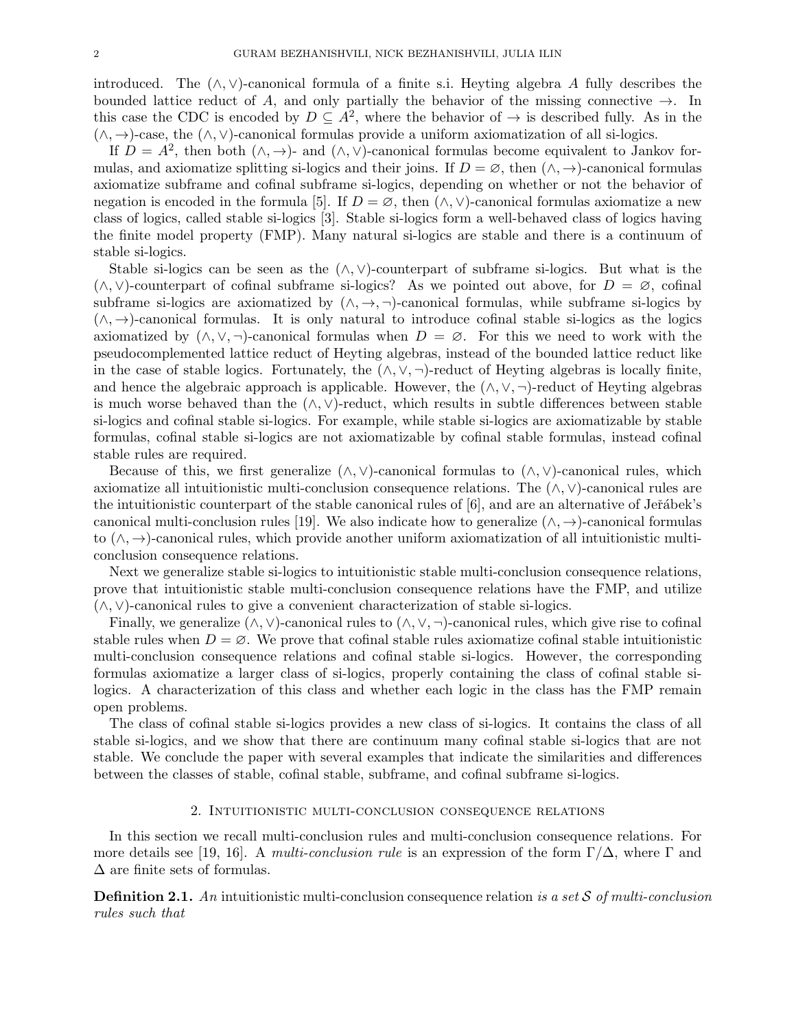introduced. The $(\wedge, \vee)$-canonical formula of a finite s.i. Heyting algebra $A$ fully describes the bounded lattice reduct of $A$, and only partially the behavior of the missing connective $\to$. In this case the CDC is encoded by $D \subseteq A^2$, where the behavior of $\to$ is described fully. As in the $(\wedge, \to)$-case, the $(\wedge, \vee)$-canonical formulas provide a uniform axiomatization of all si-logics.

If $D = A^2$, then both $(\wedge, \to)$- and $(\wedge, \vee)$-canonical formulas become equivalent to Jankov formulas, and axiomatize splitting si-logics and their joins. If $D = \varnothing$, then $(\wedge, \to)$-canonical formulas axiomatize subframe and cofinal subframe si-logics, depending on whether or not the behavior of negation is encoded in the formula [5]. If $D = \varnothing$, then $(\wedge, \vee)$-canonical formulas axiomatize a new class of logics, called stable si-logics [3]. Stable si-logics form a well-behaved class of logics having the finite model property (FMP). Many natural si-logics are stable and there is a continuum of stable si-logics.

Stable si-logics can be seen as the $(\wedge, \vee)$-counterpart of subframe si-logics. But what is the $(\wedge, \vee)$-counterpart of cofinal subframe si-logics? As we pointed out above, for $D = \varnothing$, cofinal subframe si-logics are axiomatized by $(\wedge, \to, \neg)$-canonical formulas, while subframe si-logics by $(\wedge, \to)$-canonical formulas. It is only natural to introduce cofinal stable si-logics as the logics axiomatized by $(\wedge, \vee, \neg)$-canonical formulas when $D = \varnothing$. For this we need to work with the pseudocomplemented lattice reduct of Heyting algebras, instead of the bounded lattice reduct like in the case of stable logics. Fortunately, the $(\wedge, \vee, \neg)$-reduct of Heyting algebras is locally finite, and hence the algebraic approach is applicable. However, the $(\wedge, \vee, \neg)$-reduct of Heyting algebras is much worse behaved than the $(\wedge, \vee)$-reduct, which results in subtle differences between stable si-logics and cofinal stable si-logics. For example, while stable si-logics are axiomatizable by stable formulas, cofinal stable si-logics are not axiomatizable by cofinal stable formulas, instead cofinal stable rules are required.

Because of this, we first generalize $(\wedge, \vee)$-canonical formulas to $(\wedge, \vee)$-canonical rules, which axiomatize all intuitionistic multi-conclusion consequence relations. The $(\wedge, \vee)$-canonical rules are the intuitionistic counterpart of the stable canonical rules of [6], and are an alternative of Jeřábek's canonical multi-conclusion rules [19]. We also indicate how to generalize $(\wedge, \to)$-canonical formulas to $(\wedge, \to)$-canonical rules, which provide another uniform axiomatization of all intuitionistic multi-conclusion consequence relations.

Next we generalize stable si-logics to intuitionistic stable multi-conclusion consequence relations, prove that intuitionistic stable multi-conclusion consequence relations have the FMP, and utilize $(\wedge, \vee)$-canonical rules to give a convenient characterization of stable si-logics.

Finally, we generalize $(\wedge, \vee)$-canonical rules to $(\wedge, \vee, \neg)$-canonical rules, which give rise to cofinal stable rules when $D = \varnothing$. We prove that cofinal stable rules axiomatize cofinal stable intuitionistic multi-conclusion consequence relations and cofinal stable si-logics. However, the corresponding formulas axiomatize a larger class of si-logics, properly containing the class of cofinal stable si-logics. A characterization of this class and whether each logic in the class has the FMP remain open problems.

The class of cofinal stable si-logics provides a new class of si-logics. It contains the class of all stable si-logics, and we show that there are continuum many cofinal stable si-logics that are not stable. We conclude the paper with several examples that indicate the similarities and differences between the classes of stable, cofinal stable, subframe, and cofinal subframe si-logics.

## 2. Intuitionistic multi-conclusion consequence relations

In this section we recall multi-conclusion rules and multi-conclusion consequence relations. For more details see [19, 16]. A *multi-conclusion rule* is an expression of the form $\Gamma/\Delta$, where $\Gamma$ and $\Delta$ are finite sets of formulas.

**Definition 2.1.** *An* intuitionistic multi-conclusion consequence relation *is a set $\mathcal{S}$ of multi-conclusion rules such that*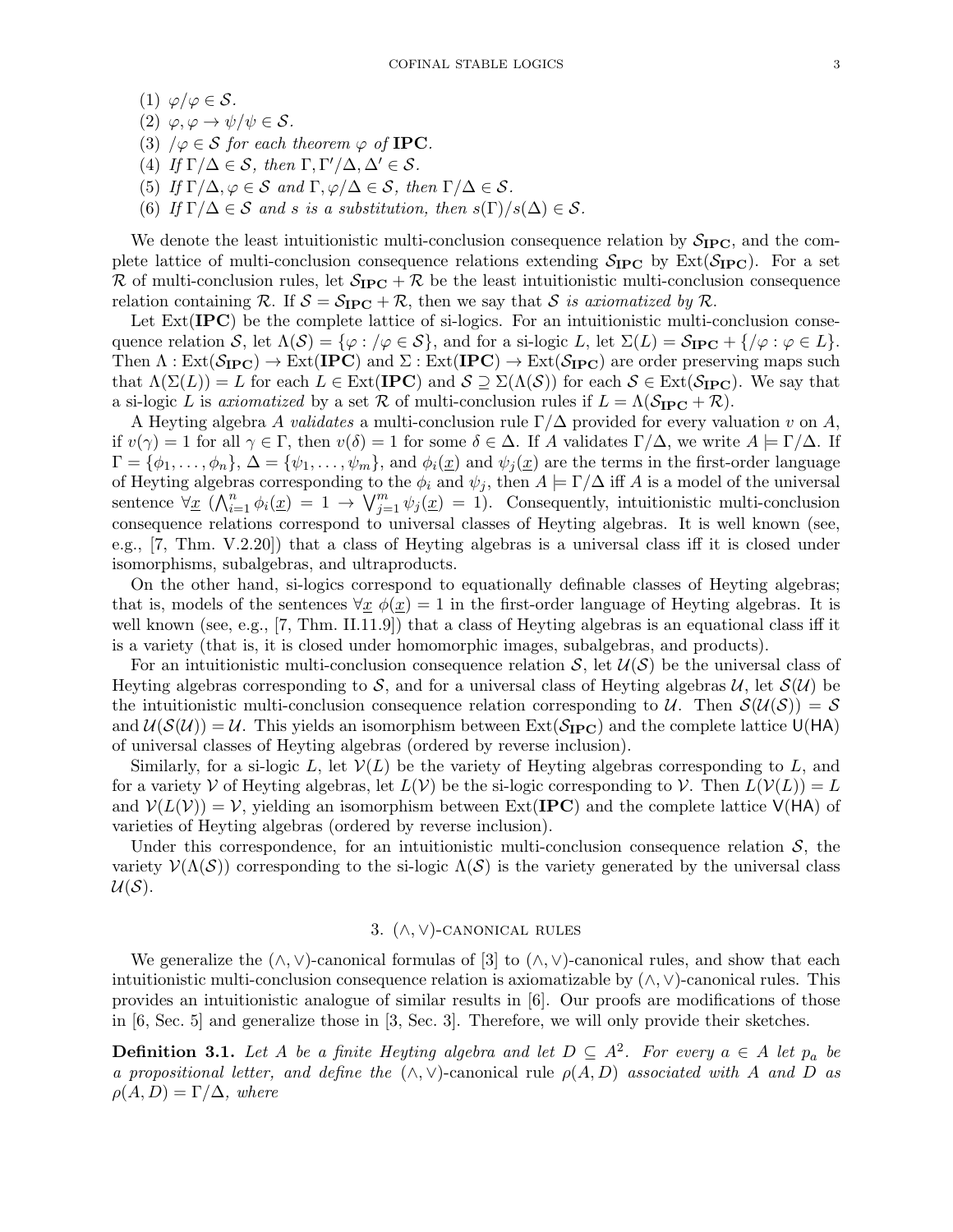(1) $\varphi/\varphi \in \mathcal{S}$.
(2) $\varphi, \varphi \to \psi/\psi \in \mathcal{S}$.
(3) $/\varphi \in \mathcal{S}$ for each theorem $\varphi$ of **IPC**.
(4) If $\Gamma/\Delta \in \mathcal{S}$, then $\Gamma, \Gamma'/\Delta, \Delta' \in \mathcal{S}$.
(5) If $\Gamma/\Delta, \varphi \in \mathcal{S}$ and $\Gamma, \varphi/\Delta \in \mathcal{S}$, then $\Gamma/\Delta \in \mathcal{S}$.
(6) If $\Gamma/\Delta \in \mathcal{S}$ and $s$ is a substitution, then $s(\Gamma)/s(\Delta) \in \mathcal{S}$.

We denote the least intuitionistic multi-conclusion consequence relation by $\mathcal{S}_{\mathbf{IPC}}$, and the complete lattice of multi-conclusion consequence relations extending $\mathcal{S}_{\mathbf{IPC}}$ by $\mathrm{Ext}(\mathcal{S}_{\mathbf{IPC}})$. For a set $\mathcal{R}$ of multi-conclusion rules, let $\mathcal{S}_{\mathbf{IPC}} + \mathcal{R}$ be the least intuitionistic multi-conclusion consequence relation containing $\mathcal{R}$. If $\mathcal{S} = \mathcal{S}_{\mathbf{IPC}} + \mathcal{R}$, then we say that $\mathcal{S}$ *is axiomatized by* $\mathcal{R}$.

Let $\mathrm{Ext}(\mathbf{IPC})$ be the complete lattice of si-logics. For an intuitionistic multi-conclusion consequence relation $\mathcal{S}$, let $\Lambda(\mathcal{S}) = \{\varphi : /\varphi \in \mathcal{S}\}$, and for a si-logic $L$, let $\Sigma(L) = \mathcal{S}_{\mathbf{IPC}} + \{/\varphi : \varphi \in L\}$. Then $\Lambda : \mathrm{Ext}(\mathcal{S}_{\mathbf{IPC}}) \to \mathrm{Ext}(\mathbf{IPC})$ and $\Sigma : \mathrm{Ext}(\mathbf{IPC}) \to \mathrm{Ext}(\mathcal{S}_{\mathbf{IPC}})$ are order preserving maps such that $\Lambda(\Sigma(L)) = L$ for each $L \in \mathrm{Ext}(\mathbf{IPC})$ and $\mathcal{S} \supseteq \Sigma(\Lambda(\mathcal{S}))$ for each $\mathcal{S} \in \mathrm{Ext}(\mathcal{S}_{\mathbf{IPC}})$. We say that a si-logic $L$ is *axiomatized* by a set $\mathcal{R}$ of multi-conclusion rules if $L = \Lambda(\mathcal{S}_{\mathbf{IPC}} + \mathcal{R})$.

A Heyting algebra $A$ *validates* a multi-conclusion rule $\Gamma/\Delta$ provided for every valuation $v$ on $A$, if $v(\gamma) = 1$ for all $\gamma \in \Gamma$, then $v(\delta) = 1$ for some $\delta \in \Delta$. If $A$ validates $\Gamma/\Delta$, we write $A \models \Gamma/\Delta$. If $\Gamma = \{\phi_1, \ldots, \phi_n\}$, $\Delta = \{\psi_1, \ldots, \psi_m\}$, and $\phi_i(\underline{x})$ and $\psi_j(\underline{x})$ are the terms in the first-order language of Heyting algebras corresponding to the $\phi_i$ and $\psi_j$, then $A \models \Gamma/\Delta$ iff $A$ is a model of the universal sentence $\forall \underline{x}\ (\bigwedge_{i=1}^n \phi_i(\underline{x}) = 1 \to \bigvee_{j=1}^m \psi_j(\underline{x}) = 1)$. Consequently, intuitionistic multi-conclusion consequence relations correspond to universal classes of Heyting algebras. It is well known (see, e.g., [7, Thm. V.2.20]) that a class of Heyting algebras is a universal class iff it is closed under isomorphisms, subalgebras, and ultraproducts.

On the other hand, si-logics correspond to equationally definable classes of Heyting algebras; that is, models of the sentences $\forall \underline{x}\ \phi(\underline{x}) = 1$ in the first-order language of Heyting algebras. It is well known (see, e.g., [7, Thm. II.11.9]) that a class of Heyting algebras is an equational class iff it is a variety (that is, it is closed under homomorphic images, subalgebras, and products).

For an intuitionistic multi-conclusion consequence relation $\mathcal{S}$, let $\mathcal{U}(\mathcal{S})$ be the universal class of Heyting algebras corresponding to $\mathcal{S}$, and for a universal class of Heyting algebras $\mathcal{U}$, let $\mathcal{S}(\mathcal{U})$ be the intuitionistic multi-conclusion consequence relation corresponding to $\mathcal{U}$. Then $\mathcal{S}(\mathcal{U}(\mathcal{S})) = \mathcal{S}$ and $\mathcal{U}(\mathcal{S}(\mathcal{U})) = \mathcal{U}$. This yields an isomorphism between $\mathrm{Ext}(\mathcal{S}_{\mathbf{IPC}})$ and the complete lattice $\mathsf{U}(\mathsf{HA})$ of universal classes of Heyting algebras (ordered by reverse inclusion).

Similarly, for a si-logic $L$, let $\mathcal{V}(L)$ be the variety of Heyting algebras corresponding to $L$, and for a variety $\mathcal{V}$ of Heyting algebras, let $L(\mathcal{V})$ be the si-logic corresponding to $\mathcal{V}$. Then $L(\mathcal{V}(L)) = L$ and $\mathcal{V}(L(\mathcal{V})) = \mathcal{V}$, yielding an isomorphism between $\mathrm{Ext}(\mathbf{IPC})$ and the complete lattice $\mathsf{V}(\mathsf{HA})$ of varieties of Heyting algebras (ordered by reverse inclusion).

Under this correspondence, for an intuitionistic multi-conclusion consequence relation $\mathcal{S}$, the variety $\mathcal{V}(\Lambda(\mathcal{S}))$ corresponding to the si-logic $\Lambda(\mathcal{S})$ is the variety generated by the universal class $\mathcal{U}(\mathcal{S})$.

## 3. $(\wedge, \vee)$-canonical rules

We generalize the $(\wedge, \vee)$-canonical formulas of [3] to $(\wedge, \vee)$-canonical rules, and show that each intuitionistic multi-conclusion consequence relation is axiomatizable by $(\wedge, \vee)$-canonical rules. This provides an intuitionistic analogue of similar results in [6]. Our proofs are modifications of those in [6, Sec. 5] and generalize those in [3, Sec. 3]. Therefore, we will only provide their sketches.

**Definition 3.1.** *Let $A$ be a finite Heyting algebra and let $D \subseteq A^2$. For every $a \in A$ let $p_a$ be a propositional letter, and define the* $(\wedge, \vee)$-canonical rule *$\rho(A, D)$ associated with $A$ and $D$ as $\rho(A, D) = \Gamma/\Delta$, where*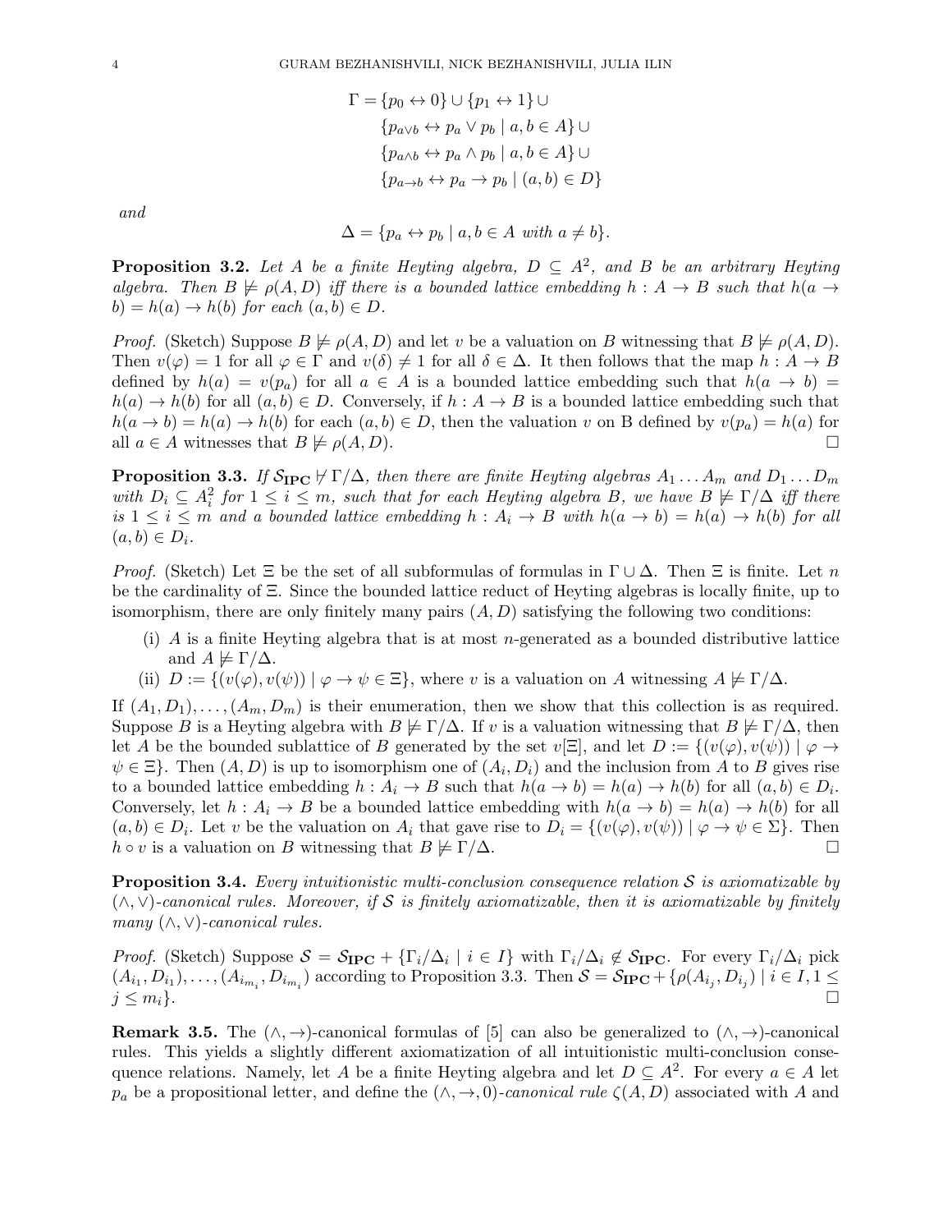$$
\begin{aligned}
\Gamma = & \{p_0 \leftrightarrow 0\} \cup \{p_1 \leftrightarrow 1\} \cup \\
& \{p_{a \vee b} \leftrightarrow p_a \vee p_b \mid a, b \in A\} \cup \\
& \{p_{a \wedge b} \leftrightarrow p_a \wedge p_b \mid a, b \in A\} \cup \\
& \{p_{a \to b} \leftrightarrow p_a \to p_b \mid (a, b) \in D\}
\end{aligned}
$$

*and*

$$
\Delta = \{p_a \leftrightarrow p_b \mid a, b \in A \text{ with } a \neq b\}.
$$

**Proposition 3.2.** *Let $A$ be a finite Heyting algebra, $D \subseteq A^2$, and $B$ be an arbitrary Heyting algebra. Then $B \not\models \rho(A, D)$ iff there is a bounded lattice embedding $h : A \to B$ such that $h(a \to b) = h(a) \to h(b)$ for each $(a, b) \in D$.*

*Proof.* (Sketch) Suppose $B \not\models \rho(A, D)$ and let $v$ be a valuation on $B$ witnessing that $B \not\models \rho(A, D)$. Then $v(\varphi) = 1$ for all $\varphi \in \Gamma$ and $v(\delta) \neq 1$ for all $\delta \in \Delta$. It then follows that the map $h : A \to B$ defined by $h(a) = v(p_a)$ for all $a \in A$ is a bounded lattice embedding such that $h(a \to b) = h(a) \to h(b)$ for all $(a, b) \in D$. Conversely, if $h : A \to B$ is a bounded lattice embedding such that $h(a \to b) = h(a) \to h(b)$ for each $(a, b) \in D$, then the valuation $v$ on B defined by $v(p_a) = h(a)$ for all $a \in A$ witnesses that $B \not\models \rho(A, D)$. □

**Proposition 3.3.** *If $\mathcal{S}_{\mathbf{IPC}} \not\vdash \Gamma/\Delta$, then there are finite Heyting algebras $A_1 \dots A_m$ and $D_1 \dots D_m$ with $D_i \subseteq A_i^2$ for $1 \leq i \leq m$, such that for each Heyting algebra $B$, we have $B \not\models \Gamma/\Delta$ iff there is $1 \leq i \leq m$ and a bounded lattice embedding $h : A_i \to B$ with $h(a \to b) = h(a) \to h(b)$ for all $(a, b) \in D_i$.*

*Proof.* (Sketch) Let $\Xi$ be the set of all subformulas of formulas in $\Gamma \cup \Delta$. Then $\Xi$ is finite. Let $n$ be the cardinality of $\Xi$. Since the bounded lattice reduct of Heyting algebras is locally finite, up to isomorphism, there are only finitely many pairs $(A, D)$ satisfying the following two conditions:

(i) $A$ is a finite Heyting algebra that is at most $n$-generated as a bounded distributive lattice and $A \not\models \Gamma/\Delta$.

(ii) $D := \{(v(\varphi), v(\psi)) \mid \varphi \to \psi \in \Xi\}$, where $v$ is a valuation on $A$ witnessing $A \not\models \Gamma/\Delta$.

If $(A_1, D_1), \dots, (A_m, D_m)$ is their enumeration, then we show that this collection is as required. Suppose $B$ is a Heyting algebra with $B \not\models \Gamma/\Delta$. If $v$ is a valuation witnessing that $B \not\models \Gamma/\Delta$, then let $A$ be the bounded sublattice of $B$ generated by the set $v[\Xi]$, and let $D := \{(v(\varphi), v(\psi)) \mid \varphi \to \psi \in \Xi\}$. Then $(A, D)$ is up to isomorphism one of $(A_i, D_i)$ and the inclusion from $A$ to $B$ gives rise to a bounded lattice embedding $h : A_i \to B$ such that $h(a \to b) = h(a) \to h(b)$ for all $(a, b) \in D_i$. Conversely, let $h : A_i \to B$ be a bounded lattice embedding with $h(a \to b) = h(a) \to h(b)$ for all $(a, b) \in D_i$. Let $v$ be the valuation on $A_i$ that gave rise to $D_i = \{(v(\varphi), v(\psi)) \mid \varphi \to \psi \in \Sigma\}$. Then $h \circ v$ is a valuation on $B$ witnessing that $B \not\models \Gamma/\Delta$. □

**Proposition 3.4.** *Every intuitionistic multi-conclusion consequence relation $\mathcal{S}$ is axiomatizable by $(\wedge, \vee)$-canonical rules. Moreover, if $\mathcal{S}$ is finitely axiomatizable, then it is axiomatizable by finitely many $(\wedge, \vee)$-canonical rules.*

*Proof.* (Sketch) Suppose $\mathcal{S} = \mathcal{S}_{\mathbf{IPC}} + \{\Gamma_i/\Delta_i \mid i \in I\}$ with $\Gamma_i/\Delta_i \notin \mathcal{S}_{\mathbf{IPC}}$. For every $\Gamma_i/\Delta_i$ pick $(A_{i_1}, D_{i_1}), \dots, (A_{i_{m_i}}, D_{i_{m_i}})$ according to Proposition 3.3. Then $\mathcal{S} = \mathcal{S}_{\mathbf{IPC}} + \{\rho(A_{i_j}, D_{i_j}) \mid i \in I, 1 \leq j \leq m_i\}$. □

**Remark 3.5.** The $(\wedge, \to)$-canonical formulas of [5] can also be generalized to $(\wedge, \to)$-canonical rules. This yields a slightly different axiomatization of all intuitionistic multi-conclusion consequence relations. Namely, let $A$ be a finite Heyting algebra and let $D \subseteq A^2$. For every $a \in A$ let $p_a$ be a propositional letter, and define the $(\wedge, \to, 0)$-*canonical rule* $\zeta(A, D)$ associated with $A$ and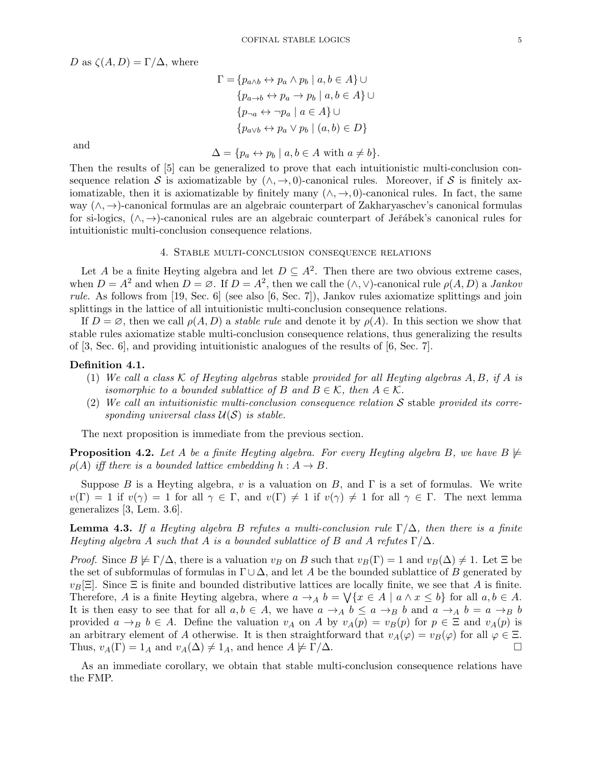$D$ as $\zeta(A, D) = \Gamma/\Delta$, where

$$\begin{aligned}
\Gamma = &\{p_{a\wedge b} \leftrightarrow p_a \wedge p_b \mid a, b \in A\} \cup \\
&\{p_{a\to b} \leftrightarrow p_a \to p_b \mid a, b \in A\} \cup \\
&\{p_{\neg a} \leftrightarrow \neg p_a \mid a \in A\} \cup \\
&\{p_{a\vee b} \leftrightarrow p_a \vee p_b \mid (a, b) \in D\}
\end{aligned}$$

and

$$\Delta = \{p_a \leftrightarrow p_b \mid a, b \in A \text{ with } a \neq b\}.$$

Then the results of [5] can be generalized to prove that each intuitionistic multi-conclusion consequence relation $\mathcal{S}$ is axiomatizable by $(\wedge, \to, 0)$-canonical rules. Moreover, if $\mathcal{S}$ is finitely axiomatizable, then it is axiomatizable by finitely many $(\wedge, \to, 0)$-canonical rules. In fact, the same way $(\wedge, \to)$-canonical formulas are an algebraic counterpart of Zakharyaschev's canonical formulas for si-logics, $(\wedge, \to)$-canonical rules are an algebraic counterpart of Jeřábek's canonical rules for intuitionistic multi-conclusion consequence relations.

## 4. Stable multi-conclusion consequence relations

Let $A$ be a finite Heyting algebra and let $D \subseteq A^2$. Then there are two obvious extreme cases, when $D = A^2$ and when $D = \varnothing$. If $D = A^2$, then we call the $(\wedge, \vee)$-canonical rule $\rho(A, D)$ a *Jankov rule*. As follows from [19, Sec. 6] (see also [6, Sec. 7]), Jankov rules axiomatize splittings and join splittings in the lattice of all intuitionistic multi-conclusion consequence relations.

If $D = \varnothing$, then we call $\rho(A, D)$ a *stable rule* and denote it by $\rho(A)$. In this section we show that stable rules axiomatize stable multi-conclusion consequence relations, thus generalizing the results of [3, Sec. 6], and providing intuitionistic analogues of the results of [6, Sec. 7].

**Definition 4.1.**

1. *We call a class $\mathcal{K}$ of Heyting algebras* stable *provided for all Heyting algebras $A, B$, if $A$ is isomorphic to a bounded sublattice of $B$ and $B \in \mathcal{K}$, then $A \in \mathcal{K}$.*
2. *We call an intuitionistic multi-conclusion consequence relation $\mathcal{S}$* stable *provided its corresponding universal class $\mathcal{U}(\mathcal{S})$ is stable.*

The next proposition is immediate from the previous section.

**Proposition 4.2.** *Let $A$ be a finite Heyting algebra. For every Heyting algebra $B$, we have $B \not\models \rho(A)$ iff there is a bounded lattice embedding $h : A \to B$.*

Suppose $B$ is a Heyting algebra, $v$ is a valuation on $B$, and $\Gamma$ is a set of formulas. We write $v(\Gamma) = 1$ if $v(\gamma) = 1$ for all $\gamma \in \Gamma$, and $v(\Gamma) \neq 1$ if $v(\gamma) \neq 1$ for all $\gamma \in \Gamma$. The next lemma generalizes [3, Lem. 3.6].

**Lemma 4.3.** *If a Heyting algebra $B$ refutes a multi-conclusion rule $\Gamma/\Delta$, then there is a finite Heyting algebra $A$ such that $A$ is a bounded sublattice of $B$ and $A$ refutes $\Gamma/\Delta$.*

*Proof.* Since $B \not\models \Gamma/\Delta$, there is a valuation $v_B$ on $B$ such that $v_B(\Gamma) = 1$ and $v_B(\Delta) \neq 1$. Let $\Xi$ be the set of subformulas of formulas in $\Gamma \cup \Delta$, and let $A$ be the bounded sublattice of $B$ generated by $v_B[\Xi]$. Since $\Xi$ is finite and bounded distributive lattices are locally finite, we see that $A$ is finite. Therefore, $A$ is a finite Heyting algebra, where $a \to_A b = \bigvee\{x \in A \mid a \wedge x \leq b\}$ for all $a, b \in A$. It is then easy to see that for all $a, b \in A$, we have $a \to_A b \leq a \to_B b$ and $a \to_A b = a \to_B b$ provided $a \to_B b \in A$. Define the valuation $v_A$ on $A$ by $v_A(p) = v_B(p)$ for $p \in \Xi$ and $v_A(p)$ is an arbitrary element of $A$ otherwise. It is then straightforward that $v_A(\varphi) = v_B(\varphi)$ for all $\varphi \in \Xi$. Thus, $v_A(\Gamma) = 1_A$ and $v_A(\Delta) \neq 1_A$, and hence $A \not\models \Gamma/\Delta$. $\square$

As an immediate corollary, we obtain that stable multi-conclusion consequence relations have the FMP.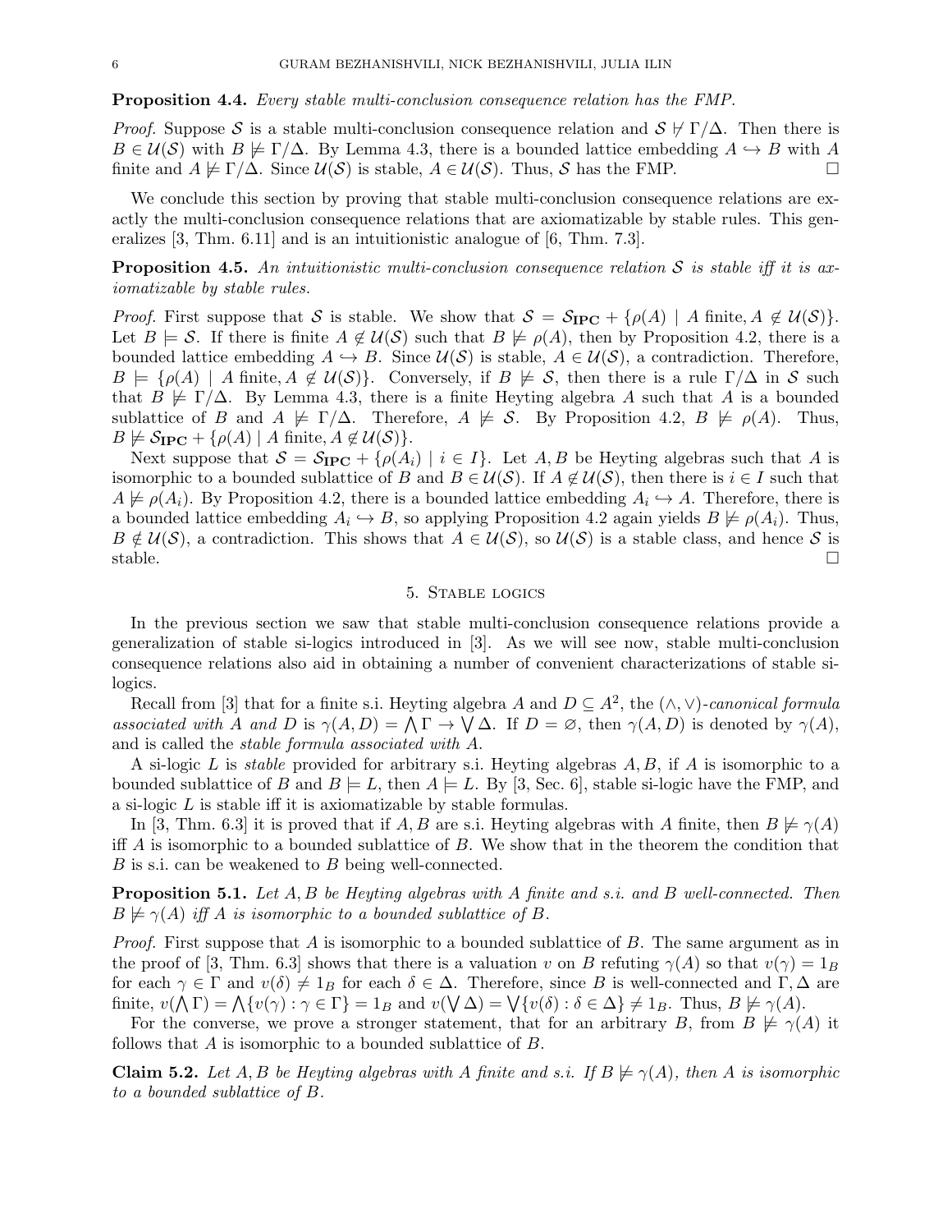**Proposition 4.4.** *Every stable multi-conclusion consequence relation has the FMP.*

*Proof.* Suppose $\mathcal{S}$ is a stable multi-conclusion consequence relation and $\mathcal{S} \not\vdash \Gamma/\Delta$. Then there is $B \in \mathcal{U}(\mathcal{S})$ with $B \not\models \Gamma/\Delta$. By Lemma 4.3, there is a bounded lattice embedding $A \hookrightarrow B$ with $A$ finite and $A \not\models \Gamma/\Delta$. Since $\mathcal{U}(\mathcal{S})$ is stable, $A \in \mathcal{U}(\mathcal{S})$. Thus, $\mathcal{S}$ has the FMP. □

We conclude this section by proving that stable multi-conclusion consequence relations are exactly the multi-conclusion consequence relations that are axiomatizable by stable rules. This generalizes [3, Thm. 6.11] and is an intuitionistic analogue of [6, Thm. 7.3].

**Proposition 4.5.** *An intuitionistic multi-conclusion consequence relation $\mathcal{S}$ is stable iff it is axiomatizable by stable rules.*

*Proof.* First suppose that $\mathcal{S}$ is stable. We show that $\mathcal{S} = \mathcal{S}_{\mathbf{IPC}} + \{\rho(A) \mid A \text{ finite}, A \notin \mathcal{U}(\mathcal{S})\}$. Let $B \models \mathcal{S}$. If there is finite $A \notin \mathcal{U}(\mathcal{S})$ such that $B \not\models \rho(A)$, then by Proposition 4.2, there is a bounded lattice embedding $A \hookrightarrow B$. Since $\mathcal{U}(\mathcal{S})$ is stable, $A \in \mathcal{U}(\mathcal{S})$, a contradiction. Therefore, $B \models \{\rho(A) \mid A \text{ finite}, A \notin \mathcal{U}(\mathcal{S})\}$. Conversely, if $B \not\models \mathcal{S}$, then there is a rule $\Gamma/\Delta$ in $\mathcal{S}$ such that $B \not\models \Gamma/\Delta$. By Lemma 4.3, there is a finite Heyting algebra $A$ such that $A$ is a bounded sublattice of $B$ and $A \not\models \Gamma/\Delta$. Therefore, $A \not\models \mathcal{S}$. By Proposition 4.2, $B \not\models \rho(A)$. Thus, $B \not\models \mathcal{S}_{\mathbf{IPC}} + \{\rho(A) \mid A \text{ finite}, A \notin \mathcal{U}(\mathcal{S})\}$.

Next suppose that $\mathcal{S} = \mathcal{S}_{\mathbf{IPC}} + \{\rho(A_i) \mid i \in I\}$. Let $A, B$ be Heyting algebras such that $A$ is isomorphic to a bounded sublattice of $B$ and $B \in \mathcal{U}(\mathcal{S})$. If $A \notin \mathcal{U}(\mathcal{S})$, then there is $i \in I$ such that $A \not\models \rho(A_i)$. By Proposition 4.2, there is a bounded lattice embedding $A_i \hookrightarrow A$. Therefore, there is a bounded lattice embedding $A_i \hookrightarrow B$, so applying Proposition 4.2 again yields $B \not\models \rho(A_i)$. Thus, $B \notin \mathcal{U}(\mathcal{S})$, a contradiction. This shows that $A \in \mathcal{U}(\mathcal{S})$, so $\mathcal{U}(\mathcal{S})$ is a stable class, and hence $\mathcal{S}$ is stable. □

## 5. Stable logics

In the previous section we saw that stable multi-conclusion consequence relations provide a generalization of stable si-logics introduced in [3]. As we will see now, stable multi-conclusion consequence relations also aid in obtaining a number of convenient characterizations of stable si-logics.

Recall from [3] that for a finite s.i. Heyting algebra $A$ and $D \subseteq A^2$, the $(\wedge, \vee)$-*canonical formula associated with $A$ and $D$* is $\gamma(A, D) = \bigwedge \Gamma \to \bigvee \Delta$. If $D = \varnothing$, then $\gamma(A, D)$ is denoted by $\gamma(A)$, and is called the *stable formula associated with $A$*.

A si-logic $L$ is *stable* provided for arbitrary s.i. Heyting algebras $A, B$, if $A$ is isomorphic to a bounded sublattice of $B$ and $B \models L$, then $A \models L$. By [3, Sec. 6], stable si-logic have the FMP, and a si-logic $L$ is stable iff it is axiomatizable by stable formulas.

In [3, Thm. 6.3] it is proved that if $A, B$ are s.i. Heyting algebras with $A$ finite, then $B \not\models \gamma(A)$ iff $A$ is isomorphic to a bounded sublattice of $B$. We show that in the theorem the condition that $B$ is s.i. can be weakened to $B$ being well-connected.

**Proposition 5.1.** *Let $A, B$ be Heyting algebras with $A$ finite and s.i. and $B$ well-connected. Then $B \not\models \gamma(A)$ iff $A$ is isomorphic to a bounded sublattice of $B$.*

*Proof.* First suppose that $A$ is isomorphic to a bounded sublattice of $B$. The same argument as in the proof of [3, Thm. 6.3] shows that there is a valuation $v$ on $B$ refuting $\gamma(A)$ so that $v(\gamma) = 1_B$ for each $\gamma \in \Gamma$ and $v(\delta) \neq 1_B$ for each $\delta \in \Delta$. Therefore, since $B$ is well-connected and $\Gamma, \Delta$ are finite, $v(\bigwedge \Gamma) = \bigwedge\{v(\gamma) : \gamma \in \Gamma\} = 1_B$ and $v(\bigvee \Delta) = \bigvee\{v(\delta) : \delta \in \Delta\} \neq 1_B$. Thus, $B \not\models \gamma(A)$.

For the converse, we prove a stronger statement, that for an arbitrary $B$, from $B \not\models \gamma(A)$ it follows that $A$ is isomorphic to a bounded sublattice of $B$.

**Claim 5.2.** *Let $A, B$ be Heyting algebras with $A$ finite and s.i. If $B \not\models \gamma(A)$, then $A$ is isomorphic to a bounded sublattice of $B$.*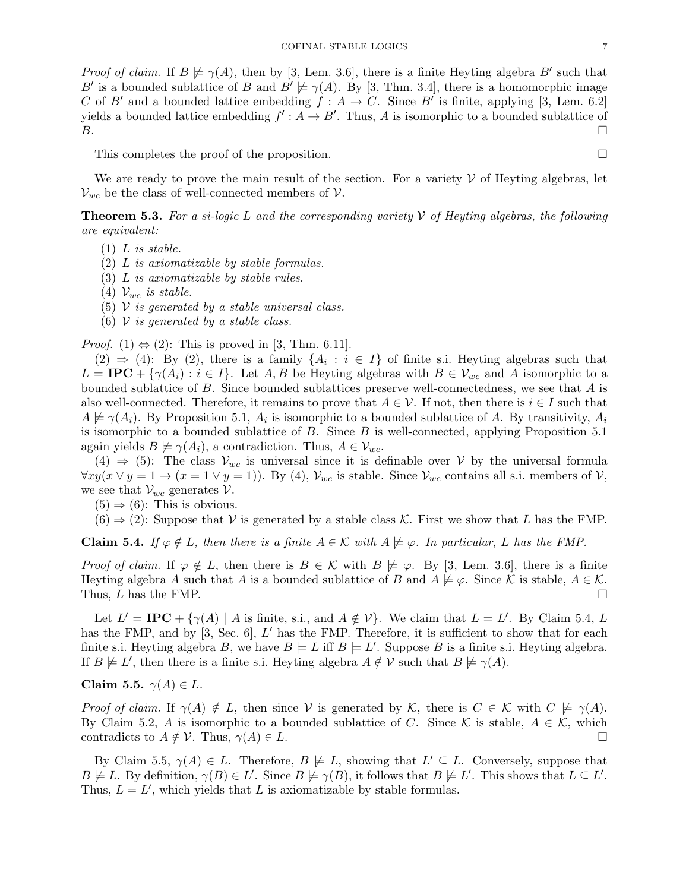*Proof of claim.* If $B \not\models \gamma(A)$, then by [3, Lem. 3.6], there is a finite Heyting algebra $B'$ such that $B'$ is a bounded sublattice of $B$ and $B' \not\models \gamma(A)$. By [3, Thm. 3.4], there is a homomorphic image $C$ of $B'$ and a bounded lattice embedding $f : A \to C$. Since $B'$ is finite, applying [3, Lem. 6.2] yields a bounded lattice embedding $f' : A \to B'$. Thus, $A$ is isomorphic to a bounded sublattice of $B$. □

This completes the proof of the proposition. □

We are ready to prove the main result of the section. For a variety $\mathcal{V}$ of Heyting algebras, let $\mathcal{V}_{wc}$ be the class of well-connected members of $\mathcal{V}$.

**Theorem 5.3.** *For a si-logic $L$ and the corresponding variety $\mathcal{V}$ of Heyting algebras, the following are equivalent:*

1. *$L$ is stable.*
2. *$L$ is axiomatizable by stable formulas.*
3. *$L$ is axiomatizable by stable rules.*
4. *$\mathcal{V}_{wc}$ is stable.*
5. *$\mathcal{V}$ is generated by a stable universal class.*
6. *$\mathcal{V}$ is generated by a stable class.*

*Proof.* (1) $\Leftrightarrow$ (2): This is proved in [3, Thm. 6.11].

(2) $\Rightarrow$ (4): By (2), there is a family $\{A_i : i \in I\}$ of finite s.i. Heyting algebras such that $L = \mathbf{IPC} + \{\gamma(A_i) : i \in I\}$. Let $A, B$ be Heyting algebras with $B \in \mathcal{V}_{wc}$ and $A$ isomorphic to a bounded sublattice of $B$. Since bounded sublattices preserve well-connectedness, we see that $A$ is also well-connected. Therefore, it remains to prove that $A \in \mathcal{V}$. If not, then there is $i \in I$ such that $A \not\models \gamma(A_i)$. By Proposition 5.1, $A_i$ is isomorphic to a bounded sublattice of $A$. By transitivity, $A_i$ is isomorphic to a bounded sublattice of $B$. Since $B$ is well-connected, applying Proposition 5.1 again yields $B \not\models \gamma(A_i)$, a contradiction. Thus, $A \in \mathcal{V}_{wc}$.

(4) $\Rightarrow$ (5): The class $\mathcal{V}_{wc}$ is universal since it is definable over $\mathcal{V}$ by the universal formula $\forall xy(x \vee y = 1 \to (x = 1 \vee y = 1))$. By (4), $\mathcal{V}_{wc}$ is stable. Since $\mathcal{V}_{wc}$ contains all s.i. members of $\mathcal{V}$, we see that $\mathcal{V}_{wc}$ generates $\mathcal{V}$.

(5) $\Rightarrow$ (6): This is obvious.

(6) $\Rightarrow$ (2): Suppose that $\mathcal{V}$ is generated by a stable class $\mathcal{K}$. First we show that $L$ has the FMP.

**Claim 5.4.** *If $\varphi \notin L$, then there is a finite $A \in \mathcal{K}$ with $A \not\models \varphi$. In particular, $L$ has the FMP.*

*Proof of claim.* If $\varphi \notin L$, then there is $B \in \mathcal{K}$ with $B \not\models \varphi$. By [3, Lem. 3.6], there is a finite Heyting algebra $A$ such that $A$ is a bounded sublattice of $B$ and $A \not\models \varphi$. Since $\mathcal{K}$ is stable, $A \in \mathcal{K}$. Thus, $L$ has the FMP. □

Let $L' = \mathbf{IPC} + \{\gamma(A) \mid A \text{ is finite, s.i., and } A \notin \mathcal{V}\}$. We claim that $L = L'$. By Claim 5.4, $L$ has the FMP, and by [3, Sec. 6], $L'$ has the FMP. Therefore, it is sufficient to show that for each finite s.i. Heyting algebra $B$, we have $B \models L$ iff $B \models L'$. Suppose $B$ is a finite s.i. Heyting algebra. If $B \not\models L'$, then there is a finite s.i. Heyting algebra $A \notin \mathcal{V}$ such that $B \not\models \gamma(A)$.

**Claim 5.5.** *$\gamma(A) \in L$.*

*Proof of claim.* If $\gamma(A) \notin L$, then since $\mathcal{V}$ is generated by $\mathcal{K}$, there is $C \in \mathcal{K}$ with $C \not\models \gamma(A)$. By Claim 5.2, $A$ is isomorphic to a bounded sublattice of $C$. Since $\mathcal{K}$ is stable, $A \in \mathcal{K}$, which contradicts to $A \notin \mathcal{V}$. Thus, $\gamma(A) \in L$. □

By Claim 5.5, $\gamma(A) \in L$. Therefore, $B \not\models L$, showing that $L' \subseteq L$. Conversely, suppose that $B \not\models L$. By definition, $\gamma(B) \in L'$. Since $B \not\models \gamma(B)$, it follows that $B \not\models L'$. This shows that $L \subseteq L'$. Thus, $L = L'$, which yields that $L$ is axiomatizable by stable formulas.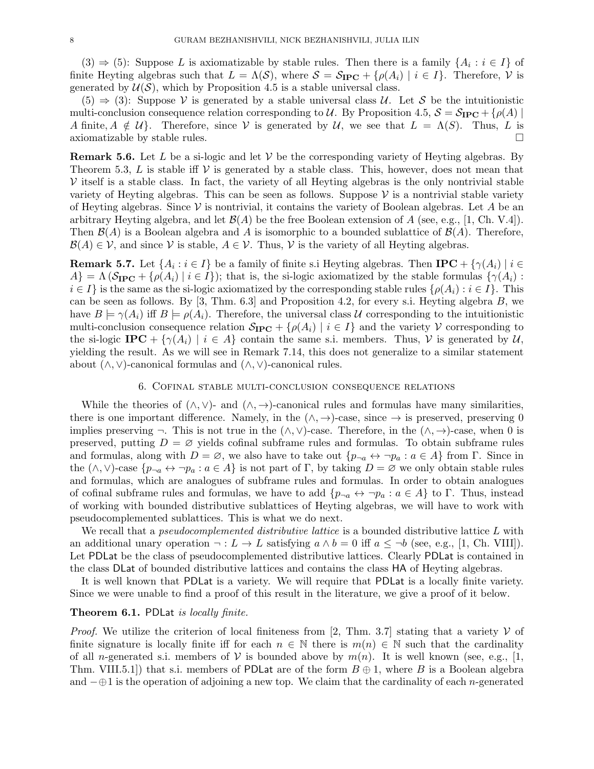(3) ⇒ (5): Suppose $L$ is axiomatizable by stable rules. Then there is a family $\{A_i : i \in I\}$ of finite Heyting algebras such that $L = \Lambda(\mathcal{S})$, where $\mathcal{S} = \mathcal{S}_{\mathbf{IPC}} + \{\rho(A_i) \mid i \in I\}$. Therefore, $\mathcal{V}$ is generated by $\mathcal{U}(\mathcal{S})$, which by Proposition 4.5 is a stable universal class.

(5) ⇒ (3): Suppose $\mathcal{V}$ is generated by a stable universal class $\mathcal{U}$. Let $\mathcal{S}$ be the intuitionistic multi-conclusion consequence relation corresponding to $\mathcal{U}$. By Proposition 4.5, $\mathcal{S} = \mathcal{S}_{\mathbf{IPC}} + \{\rho(A) \mid A \text{ finite}, A \notin \mathcal{U}\}$. Therefore, since $\mathcal{V}$ is generated by $\mathcal{U}$, we see that $L = \Lambda(S)$. Thus, $L$ is axiomatizable by stable rules. □

**Remark 5.6.** Let $L$ be a si-logic and let $\mathcal{V}$ be the corresponding variety of Heyting algebras. By Theorem 5.3, $L$ is stable iff $\mathcal{V}$ is generated by a stable class. This, however, does not mean that $\mathcal{V}$ itself is a stable class. In fact, the variety of all Heyting algebras is the only nontrivial stable variety of Heyting algebras. This can be seen as follows. Suppose $\mathcal{V}$ is a nontrivial stable variety of Heyting algebras. Since $\mathcal{V}$ is nontrivial, it contains the variety of Boolean algebras. Let $A$ be an arbitrary Heyting algebra, and let $\mathcal{B}(A)$ be the free Boolean extension of $A$ (see, e.g., [1, Ch. V.4]). Then $\mathcal{B}(A)$ is a Boolean algebra and $A$ is isomorphic to a bounded sublattice of $\mathcal{B}(A)$. Therefore, $\mathcal{B}(A) \in \mathcal{V}$, and since $\mathcal{V}$ is stable, $A \in \mathcal{V}$. Thus, $\mathcal{V}$ is the variety of all Heyting algebras.

**Remark 5.7.** Let $\{A_i : i \in I\}$ be a family of finite s.i Heyting algebras. Then $\mathbf{IPC} + \{\gamma(A_i) \mid i \in A\} = \Lambda\left(\mathcal{S}_{\mathbf{IPC}} + \{\rho(A_i) \mid i \in I\}\right)$; that is, the si-logic axiomatized by the stable formulas $\{\gamma(A_i) : i \in I\}$ is the same as the si-logic axiomatized by the corresponding stable rules $\{\rho(A_i) : i \in I\}$. This can be seen as follows. By [3, Thm. 6.3] and Proposition 4.2, for every s.i. Heyting algebra $B$, we have $B \models \gamma(A_i)$ iff $B \models \rho(A_i)$. Therefore, the universal class $\mathcal{U}$ corresponding to the intuitionistic multi-conclusion consequence relation $\mathcal{S}_{\mathbf{IPC}} + \{\rho(A_i) \mid i \in I\}$ and the variety $\mathcal{V}$ corresponding to the si-logic $\mathbf{IPC} + \{\gamma(A_i) \mid i \in A\}$ contain the same s.i. members. Thus, $\mathcal{V}$ is generated by $\mathcal{U}$, yielding the result. As we will see in Remark 7.14, this does not generalize to a similar statement about $(\wedge, \vee)$-canonical formulas and $(\wedge, \vee)$-canonical rules.

## 6. Cofinal stable multi-conclusion consequence relations

While the theories of $(\wedge, \vee)$- and $(\wedge, \to)$-canonical rules and formulas have many similarities, there is one important difference. Namely, in the $(\wedge, \to)$-case, since $\to$ is preserved, preserving 0 implies preserving $\neg$. This is not true in the $(\wedge, \vee)$-case. Therefore, in the $(\wedge, \to)$-case, when 0 is preserved, putting $D = \varnothing$ yields cofinal subframe rules and formulas. To obtain subframe rules and formulas, along with $D = \varnothing$, we also have to take out $\{p_{\neg a} \leftrightarrow \neg p_a : a \in A\}$ from $\Gamma$. Since in the $(\wedge, \vee)$-case $\{p_{\neg a} \leftrightarrow \neg p_a : a \in A\}$ is not part of $\Gamma$, by taking $D = \varnothing$ we only obtain stable rules and formulas, which are analogues of subframe rules and formulas. In order to obtain analogues of cofinal subframe rules and formulas, we have to add $\{p_{\neg a} \leftrightarrow \neg p_a : a \in A\}$ to $\Gamma$. Thus, instead of working with bounded distributive sublattices of Heyting algebras, we will have to work with pseudocomplemented sublattices. This is what we do next.

We recall that a *pseudocomplemented distributive lattice* is a bounded distributive lattice $L$ with an additional unary operation $\neg : L \to L$ satisfying $a \wedge b = 0$ iff $a \leq \neg b$ (see, e.g., [1, Ch. VIII]). Let $\mathsf{PDLat}$ be the class of pseudocomplemented distributive lattices. Clearly $\mathsf{PDLat}$ is contained in the class $\mathsf{DLat}$ of bounded distributive lattices and contains the class $\mathsf{HA}$ of Heyting algebras.

It is well known that $\mathsf{PDLat}$ is a variety. We will require that $\mathsf{PDLat}$ is a locally finite variety. Since we were unable to find a proof of this result in the literature, we give a proof of it below.

**Theorem 6.1.** *$\mathsf{PDLat}$ is locally finite.*

*Proof.* We utilize the criterion of local finiteness from [2, Thm. 3.7] stating that a variety $\mathcal{V}$ of finite signature is locally finite iff for each $n \in \mathbb{N}$ there is $m(n) \in \mathbb{N}$ such that the cardinality of all $n$-generated s.i. members of $\mathcal{V}$ is bounded above by $m(n)$. It is well known (see, e.g., [1, Thm. VIII.5.1]) that s.i. members of $\mathsf{PDLat}$ are of the form $B \oplus 1$, where $B$ is a Boolean algebra and $- \oplus 1$ is the operation of adjoining a new top. We claim that the cardinality of each $n$-generated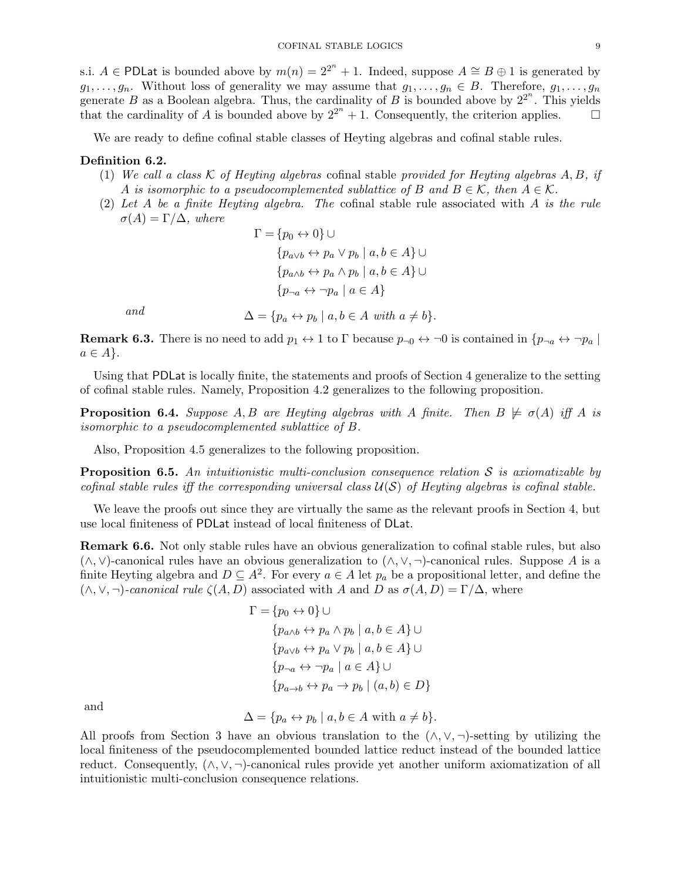s.i. $A \in \mathsf{PDLat}$ is bounded above by $m(n) = 2^{2^n} + 1$. Indeed, suppose $A \cong B \oplus 1$ is generated by $g_1, \ldots, g_n$. Without loss of generality we may assume that $g_1, \ldots, g_n \in B$. Therefore, $g_1, \ldots, g_n$ generate $B$ as a Boolean algebra. Thus, the cardinality of $B$ is bounded above by $2^{2^n}$. This yields that the cardinality of $A$ is bounded above by $2^{2^n} + 1$. Consequently, the criterion applies. □

We are ready to define cofinal stable classes of Heyting algebras and cofinal stable rules.

**Definition 6.2.**

1. *We call a class $\mathcal{K}$ of Heyting algebras* cofinal stable *provided for Heyting algebras $A, B$, if $A$ is isomorphic to a pseudocomplemented sublattice of $B$ and $B \in \mathcal{K}$, then $A \in \mathcal{K}$.*
2. *Let $A$ be a finite Heyting algebra. The* cofinal stable rule *associated with $A$ is the rule $\sigma(A) = \Gamma/\Delta$, where*

$$\begin{aligned}
\Gamma = &\{p_0 \leftrightarrow 0\} \cup \\
&\{p_{a \vee b} \leftrightarrow p_a \vee p_b \mid a, b \in A\} \cup \\
&\{p_{a \wedge b} \leftrightarrow p_a \wedge p_b \mid a, b \in A\} \cup \\
&\{p_{\neg a} \leftrightarrow \neg p_a \mid a \in A\}
\end{aligned}$$

*and*

$$\Delta = \{p_a \leftrightarrow p_b \mid a, b \in A \text{ with } a \neq b\}.$$

**Remark 6.3.** There is no need to add $p_1 \leftrightarrow 1$ to $\Gamma$ because $p_{\neg 0} \leftrightarrow \neg 0$ is contained in $\{p_{\neg a} \leftrightarrow \neg p_a \mid a \in A\}$.

Using that $\mathsf{PDLat}$ is locally finite, the statements and proofs of Section 4 generalize to the setting of cofinal stable rules. Namely, Proposition 4.2 generalizes to the following proposition.

**Proposition 6.4.** *Suppose $A, B$ are Heyting algebras with $A$ finite. Then $B \not\models \sigma(A)$ iff $A$ is isomorphic to a pseudocomplemented sublattice of $B$.*

Also, Proposition 4.5 generalizes to the following proposition.

**Proposition 6.5.** *An intuitionistic multi-conclusion consequence relation $\mathcal{S}$ is axiomatizable by cofinal stable rules iff the corresponding universal class $\mathcal{U}(\mathcal{S})$ of Heyting algebras is cofinal stable.*

We leave the proofs out since they are virtually the same as the relevant proofs in Section 4, but use local finiteness of $\mathsf{PDLat}$ instead of local finiteness of $\mathsf{DLat}$.

**Remark 6.6.** Not only stable rules have an obvious generalization to cofinal stable rules, but also $(\wedge, \vee)$-canonical rules have an obvious generalization to $(\wedge, \vee, \neg)$-canonical rules. Suppose $A$ is a finite Heyting algebra and $D \subseteq A^2$. For every $a \in A$ let $p_a$ be a propositional letter, and define the $(\wedge, \vee, \neg)$*-canonical rule* $\zeta(A, D)$ associated with $A$ and $D$ as $\sigma(A, D) = \Gamma/\Delta$, where

$$\begin{aligned}
\Gamma = &\{p_0 \leftrightarrow 0\} \cup \\
&\{p_{a \wedge b} \leftrightarrow p_a \wedge p_b \mid a, b \in A\} \cup \\
&\{p_{a \vee b} \leftrightarrow p_a \vee p_b \mid a, b \in A\} \cup \\
&\{p_{\neg a} \leftrightarrow \neg p_a \mid a \in A\} \cup \\
&\{p_{a \to b} \leftrightarrow p_a \to p_b \mid (a, b) \in D\}
\end{aligned}$$

and

$$\Delta = \{p_a \leftrightarrow p_b \mid a, b \in A \text{ with } a \neq b\}.$$

All proofs from Section 3 have an obvious translation to the $(\wedge, \vee, \neg)$-setting by utilizing the local finiteness of the pseudocomplemented bounded lattice reduct instead of the bounded lattice reduct. Consequently, $(\wedge, \vee, \neg)$-canonical rules provide yet another uniform axiomatization of all intuitionistic multi-conclusion consequence relations.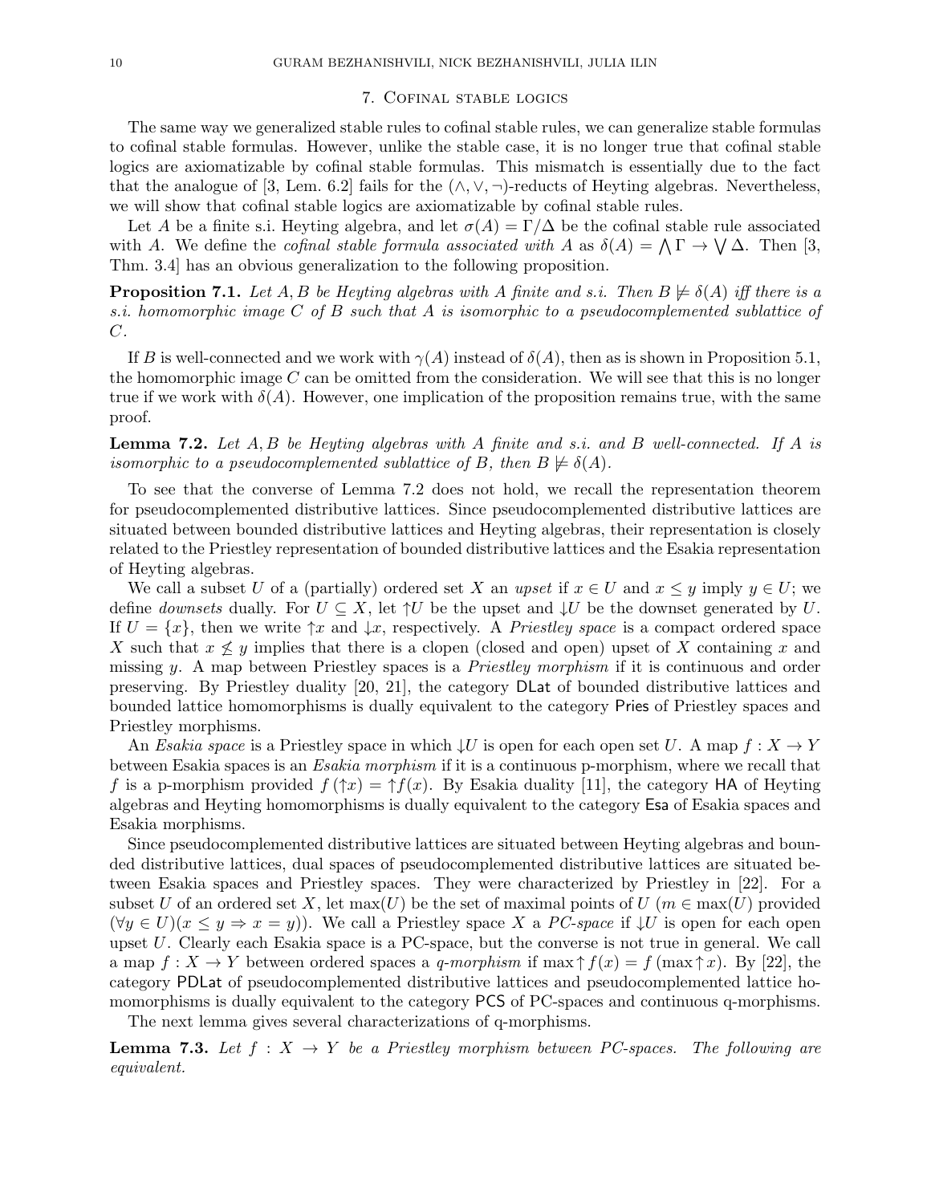## 7. Cofinal stable logics

The same way we generalized stable rules to cofinal stable rules, we can generalize stable formulas to cofinal stable formulas. However, unlike the stable case, it is no longer true that cofinal stable logics are axiomatizable by cofinal stable formulas. This mismatch is essentially due to the fact that the analogue of [3, Lem. 6.2] fails for the $(\wedge, \vee, \neg)$-reducts of Heyting algebras. Nevertheless, we will show that cofinal stable logics are axiomatizable by cofinal stable rules.

Let $A$ be a finite s.i. Heyting algebra, and let $\sigma(A) = \Gamma/\Delta$ be the cofinal stable rule associated with $A$. We define the *cofinal stable formula associated with* $A$ as $\delta(A) = \bigwedge \Gamma \to \bigvee \Delta$. Then [3, Thm. 3.4] has an obvious generalization to the following proposition.

**Proposition 7.1.** *Let $A, B$ be Heyting algebras with $A$ finite and s.i. Then $B \not\models \delta(A)$ iff there is a s.i. homomorphic image $C$ of $B$ such that $A$ is isomorphic to a pseudocomplemented sublattice of $C$.*

If $B$ is well-connected and we work with $\gamma(A)$ instead of $\delta(A)$, then as is shown in Proposition 5.1, the homomorphic image $C$ can be omitted from the consideration. We will see that this is no longer true if we work with $\delta(A)$. However, one implication of the proposition remains true, with the same proof.

**Lemma 7.2.** *Let $A, B$ be Heyting algebras with $A$ finite and s.i. and $B$ well-connected. If $A$ is isomorphic to a pseudocomplemented sublattice of $B$, then $B \not\models \delta(A)$.*

To see that the converse of Lemma 7.2 does not hold, we recall the representation theorem for pseudocomplemented distributive lattices. Since pseudocomplemented distributive lattices are situated between bounded distributive lattices and Heyting algebras, their representation is closely related to the Priestley representation of bounded distributive lattices and the Esakia representation of Heyting algebras.

We call a subset $U$ of a (partially) ordered set $X$ an *upset* if $x \in U$ and $x \leq y$ imply $y \in U$; we define *downsets* dually. For $U \subseteq X$, let $\uparrow U$ be the upset and $\downarrow U$ be the downset generated by $U$. If $U = \{x\}$, then we write $\uparrow x$ and $\downarrow x$, respectively. A *Priestley space* is a compact ordered space $X$ such that $x \not\leq y$ implies that there is a clopen (closed and open) upset of $X$ containing $x$ and missing $y$. A map between Priestley spaces is a *Priestley morphism* if it is continuous and order preserving. By Priestley duality [20, 21], the category $\mathsf{DLat}$ of bounded distributive lattices and bounded lattice homomorphisms is dually equivalent to the category $\mathsf{Pries}$ of Priestley spaces and Priestley morphisms.

An *Esakia space* is a Priestley space in which $\downarrow U$ is open for each open set $U$. A map $f : X \to Y$ between Esakia spaces is an *Esakia morphism* if it is a continuous p-morphism, where we recall that $f$ is a p-morphism provided $f(\uparrow x) = \uparrow f(x)$. By Esakia duality [11], the category $\mathsf{HA}$ of Heyting algebras and Heyting homomorphisms is dually equivalent to the category $\mathsf{Esa}$ of Esakia spaces and Esakia morphisms.

Since pseudocomplemented distributive lattices are situated between Heyting algebras and bounded distributive lattices, dual spaces of pseudocomplemented distributive lattices are situated between Esakia spaces and Priestley spaces. They were characterized by Priestley in [22]. For a subset $U$ of an ordered set $X$, let $\max(U)$ be the set of maximal points of $U$ ($m \in \max(U)$ provided $(\forall y \in U)(x \leq y \Rightarrow x = y)$). We call a Priestley space $X$ a *PC-space* if $\downarrow U$ is open for each open upset $U$. Clearly each Esakia space is a PC-space, but the converse is not true in general. We call a map $f : X \to Y$ between ordered spaces a *q-morphism* if $\max \uparrow f(x) = f(\max \uparrow x)$. By [22], the category $\mathsf{PDLat}$ of pseudocomplemented distributive lattices and pseudocomplemented lattice homomorphisms is dually equivalent to the category $\mathsf{PCS}$ of PC-spaces and continuous q-morphisms.

The next lemma gives several characterizations of q-morphisms.

**Lemma 7.3.** *Let $f : X \to Y$ be a Priestley morphism between PC-spaces. The following are equivalent.*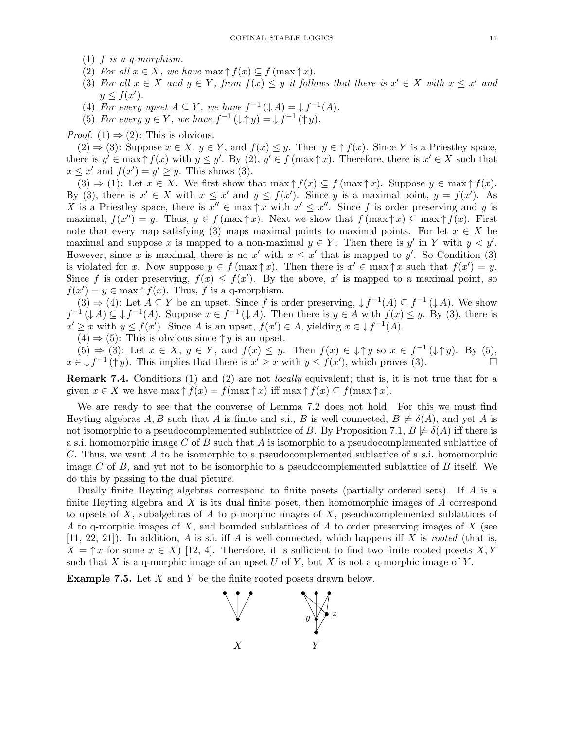(1) $f$ *is a q-morphism.*
(2) *For all* $x \in X$*, we have* $\max\uparrow f(x) \subseteq f(\max\uparrow x)$.
(3) *For all* $x \in X$ *and* $y \in Y$*, from* $f(x) \leq y$ *it follows that there is* $x' \in X$ *with* $x \leq x'$ *and* $y \leq f(x')$.
(4) *For every upset* $A \subseteq Y$*, we have* $f^{-1}(\downarrow A) = \downarrow f^{-1}(A)$.
(5) *For every* $y \in Y$*, we have* $f^{-1}(\downarrow\uparrow y) = \downarrow f^{-1}(\uparrow y)$.

*Proof.* (1) $\Rightarrow$ (2): This is obvious.

(2) $\Rightarrow$ (3): Suppose $x \in X$, $y \in Y$, and $f(x) \leq y$. Then $y \in \uparrow f(x)$. Since $Y$ is a Priestley space, there is $y' \in \max\uparrow f(x)$ with $y \leq y'$. By (2), $y' \in f(\max\uparrow x)$. Therefore, there is $x' \in X$ such that $x \leq x'$ and $f(x') = y' \geq y$. This shows (3).

(3) $\Rightarrow$ (1): Let $x \in X$. We first show that $\max\uparrow f(x) \subseteq f(\max\uparrow x)$. Suppose $y \in \max\uparrow f(x)$. By (3), there is $x' \in X$ with $x \leq x'$ and $y \leq f(x')$. Since $y$ is a maximal point, $y = f(x')$. As $X$ is a Priestley space, there is $x'' \in \max\uparrow x$ with $x' \leq x''$. Since $f$ is order preserving and $y$ is maximal, $f(x'') = y$. Thus, $y \in f(\max\uparrow x)$. Next we show that $f(\max\uparrow x) \subseteq \max\uparrow f(x)$. First note that every map satisfying (3) maps maximal points to maximal points. For let $x \in X$ be maximal and suppose $x$ is mapped to a non-maximal $y \in Y$. Then there is $y'$ in $Y$ with $y < y'$. However, since $x$ is maximal, there is no $x'$ with $x \leq x'$ that is mapped to $y'$. So Condition (3) is violated for $x$. Now suppose $y \in f(\max\uparrow x)$. Then there is $x' \in \max\uparrow x$ such that $f(x') = y$. Since $f$ is order preserving, $f(x) \leq f(x')$. By the above, $x'$ is mapped to a maximal point, so $f(x') = y \in \max\uparrow f(x)$. Thus, $f$ is a q-morphism.

(3) $\Rightarrow$ (4): Let $A \subseteq Y$ be an upset. Since $f$ is order preserving, $\downarrow f^{-1}(A) \subseteq f^{-1}(\downarrow A)$. We show $f^{-1}(\downarrow A) \subseteq \downarrow f^{-1}(A)$. Suppose $x \in f^{-1}(\downarrow A)$. Then there is $y \in A$ with $f(x) \leq y$. By (3), there is $x' \geq x$ with $y \leq f(x')$. Since $A$ is an upset, $f(x') \in A$, yielding $x \in \downarrow f^{-1}(A)$.

(4) $\Rightarrow$ (5): This is obvious since $\uparrow y$ is an upset.

(5) $\Rightarrow$ (3): Let $x \in X$, $y \in Y$, and $f(x) \leq y$. Then $f(x) \in \downarrow\uparrow y$ so $x \in f^{-1}(\downarrow\uparrow y)$. By (5), $x \in \downarrow f^{-1}(\uparrow y)$. This implies that there is $x' \geq x$ with $y \leq f(x')$, which proves (3). $\square$

**Remark 7.4.** Conditions (1) and (2) are not *locally* equivalent; that is, it is not true that for a given $x \in X$ we have $\max\uparrow f(x) = f(\max\uparrow x)$ iff $\max\uparrow f(x) \subseteq f(\max\uparrow x)$.

We are ready to see that the converse of Lemma 7.2 does not hold. For this we must find Heyting algebras $A, B$ such that $A$ is finite and s.i., $B$ is well-connected, $B \not\models \delta(A)$, and yet $A$ is not isomorphic to a pseudocomplemented sublattice of $B$. By Proposition 7.1, $B \not\models \delta(A)$ iff there is a s.i. homomorphic image $C$ of $B$ such that $A$ is isomorphic to a pseudocomplemented sublattice of $C$. Thus, we want $A$ to be isomorphic to a pseudocomplemented sublattice of a s.i. homomorphic image $C$ of $B$, and yet not to be isomorphic to a pseudocomplemented sublattice of $B$ itself. We do this by passing to the dual picture.

Dually finite Heyting algebras correspond to finite posets (partially ordered sets). If $A$ is a finite Heyting algebra and $X$ is its dual finite poset, then homomorphic images of $A$ correspond to upsets of $X$, subalgebras of $A$ to p-morphic images of $X$, pseudocomplemented sublattices of $A$ to q-morphic images of $X$, and bounded sublattices of $A$ to order preserving images of $X$ (see [11, 22, 21]). In addition, $A$ is s.i. iff $A$ is well-connected, which happens iff $X$ is *rooted* (that is, $X = \uparrow x$ for some $x \in X$) [12, 4]. Therefore, it is sufficient to find two finite rooted posets $X, Y$ such that $X$ is a q-morphic image of an upset $U$ of $Y$, but $X$ is not a q-morphic image of $Y$.

**Example 7.5.** Let $X$ and $Y$ be the finite rooted posets drawn below.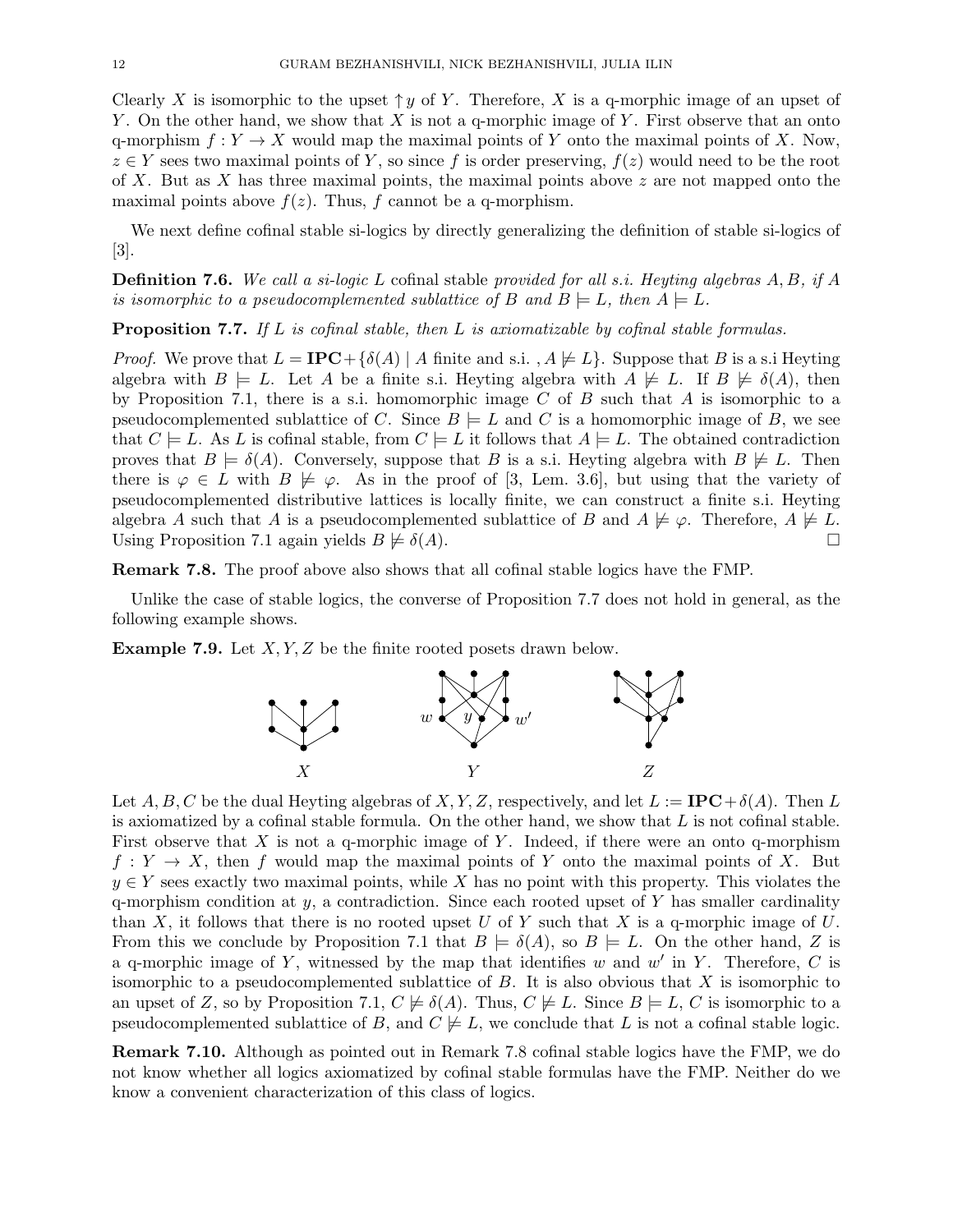Clearly $X$ is isomorphic to the upset $\uparrow y$ of $Y$. Therefore, $X$ is a q-morphic image of an upset of $Y$. On the other hand, we show that $X$ is not a q-morphic image of $Y$. First observe that an onto q-morphism $f : Y \to X$ would map the maximal points of $Y$ onto the maximal points of $X$. Now, $z \in Y$ sees two maximal points of $Y$, so since $f$ is order preserving, $f(z)$ would need to be the root of $X$. But as $X$ has three maximal points, the maximal points above $z$ are not mapped onto the maximal points above $f(z)$. Thus, $f$ cannot be a q-morphism.

We next define cofinal stable si-logics by directly generalizing the definition of stable si-logics of [3].

**Definition 7.6.** *We call a si-logic $L$* cofinal stable *provided for all s.i. Heyting algebras $A, B$, if $A$ is isomorphic to a pseudocomplemented sublattice of $B$ and $B \models L$, then $A \models L$.*

**Proposition 7.7.** *If $L$ is cofinal stable, then $L$ is axiomatizable by cofinal stable formulas.*

*Proof.* We prove that $L = \mathbf{IPC} + \{\delta(A) \mid A \text{ finite and s.i. }, A \not\models L\}$. Suppose that $B$ is a s.i Heyting algebra with $B \models L$. Let $A$ be a finite s.i. Heyting algebra with $A \not\models L$. If $B \not\models \delta(A)$, then by Proposition 7.1, there is a s.i. homomorphic image $C$ of $B$ such that $A$ is isomorphic to a pseudocomplemented sublattice of $C$. Since $B \models L$ and $C$ is a homomorphic image of $B$, we see that $C \models L$. As $L$ is cofinal stable, from $C \models L$ it follows that $A \models L$. The obtained contradiction proves that $B \models \delta(A)$. Conversely, suppose that $B$ is a s.i. Heyting algebra with $B \not\models L$. Then there is $\varphi \in L$ with $B \not\models \varphi$. As in the proof of [3, Lem. 3.6], but using that the variety of pseudocomplemented distributive lattices is locally finite, we can construct a finite s.i. Heyting algebra $A$ such that $A$ is a pseudocomplemented sublattice of $B$ and $A \not\models \varphi$. Therefore, $A \not\models L$. Using Proposition 7.1 again yields $B \not\models \delta(A)$. $\square$

**Remark 7.8.** The proof above also shows that all cofinal stable logics have the FMP.

Unlike the case of stable logics, the converse of Proposition 7.7 does not hold in general, as the following example shows.

**Example 7.9.** Let $X, Y, Z$ be the finite rooted posets drawn below.

$X$ $\qquad$ $Y$ $\qquad$ $Z$

Let $A, B, C$ be the dual Heyting algebras of $X, Y, Z$, respectively, and let $L := \mathbf{IPC} + \delta(A)$. Then $L$ is axiomatized by a cofinal stable formula. On the other hand, we show that $L$ is not cofinal stable. First observe that $X$ is not a q-morphic image of $Y$. Indeed, if there were an onto q-morphism $f : Y \to X$, then $f$ would map the maximal points of $Y$ onto the maximal points of $X$. But $y \in Y$ sees exactly two maximal points, while $X$ has no point with this property. This violates the q-morphism condition at $y$, a contradiction. Since each rooted upset of $Y$ has smaller cardinality than $X$, it follows that there is no rooted upset $U$ of $Y$ such that $X$ is a q-morphic image of $U$. From this we conclude by Proposition 7.1 that $B \models \delta(A)$, so $B \models L$. On the other hand, $Z$ is a q-morphic image of $Y$, witnessed by the map that identifies $w$ and $w'$ in $Y$. Therefore, $C$ is isomorphic to a pseudocomplemented sublattice of $B$. It is also obvious that $X$ is isomorphic to an upset of $Z$, so by Proposition 7.1, $C \not\models \delta(A)$. Thus, $C \not\models L$. Since $B \models L$, $C$ is isomorphic to a pseudocomplemented sublattice of $B$, and $C \not\models L$, we conclude that $L$ is not a cofinal stable logic.

**Remark 7.10.** Although as pointed out in Remark 7.8 cofinal stable logics have the FMP, we do not know whether all logics axiomatized by cofinal stable formulas have the FMP. Neither do we know a convenient characterization of this class of logics.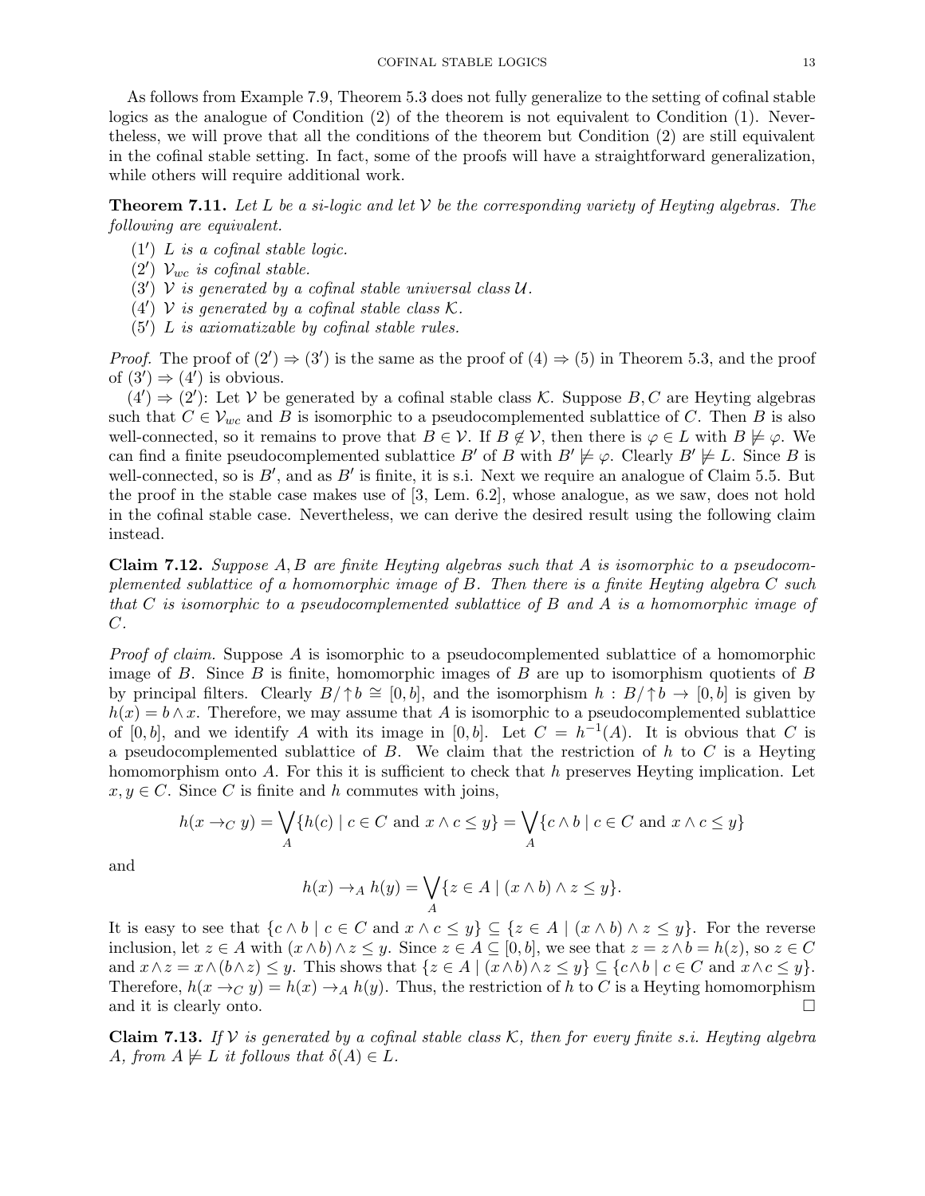As follows from Example 7.9, Theorem 5.3 does not fully generalize to the setting of cofinal stable logics as the analogue of Condition (2) of the theorem is not equivalent to Condition (1). Nevertheless, we will prove that all the conditions of the theorem but Condition (2) are still equivalent in the cofinal stable setting. In fact, some of the proofs will have a straightforward generalization, while others will require additional work.

**Theorem 7.11.** *Let $L$ be a si-logic and let $\mathcal{V}$ be the corresponding variety of Heyting algebras. The following are equivalent.*

- $(1')$ *$L$ is a cofinal stable logic.*
- $(2')$ *$\mathcal{V}_{wc}$ is cofinal stable.*
- $(3')$ *$\mathcal{V}$ is generated by a cofinal stable universal class $\mathcal{U}$.*
- $(4')$ *$\mathcal{V}$ is generated by a cofinal stable class $\mathcal{K}$.*
- $(5')$ *$L$ is axiomatizable by cofinal stable rules.*

*Proof.* The proof of $(2') \Rightarrow (3')$ is the same as the proof of $(4) \Rightarrow (5)$ in Theorem 5.3, and the proof of $(3') \Rightarrow (4')$ is obvious.

$(4') \Rightarrow (2')$: Let $\mathcal{V}$ be generated by a cofinal stable class $\mathcal{K}$. Suppose $B, C$ are Heyting algebras such that $C \in \mathcal{V}_{wc}$ and $B$ is isomorphic to a pseudocomplemented sublattice of $C$. Then $B$ is also well-connected, so it remains to prove that $B \in \mathcal{V}$. If $B \notin \mathcal{V}$, then there is $\varphi \in L$ with $B \not\models \varphi$. We can find a finite pseudocomplemented sublattice $B'$ of $B$ with $B' \not\models \varphi$. Clearly $B' \not\models L$. Since $B$ is well-connected, so is $B'$, and as $B'$ is finite, it is s.i. Next we require an analogue of Claim 5.5. But the proof in the stable case makes use of [3, Lem. 6.2], whose analogue, as we saw, does not hold in the cofinal stable case. Nevertheless, we can derive the desired result using the following claim instead.

**Claim 7.12.** *Suppose $A, B$ are finite Heyting algebras such that $A$ is isomorphic to a pseudocomplemented sublattice of a homomorphic image of $B$. Then there is a finite Heyting algebra $C$ such that $C$ is isomorphic to a pseudocomplemented sublattice of $B$ and $A$ is a homomorphic image of $C$.*

*Proof of claim.* Suppose $A$ is isomorphic to a pseudocomplemented sublattice of a homomorphic image of $B$. Since $B$ is finite, homomorphic images of $B$ are up to isomorphism quotients of $B$ by principal filters. Clearly $B/{\uparrow}b \cong [0, b]$, and the isomorphism $h : B/{\uparrow}b \to [0, b]$ is given by $h(x) = b \wedge x$. Therefore, we may assume that $A$ is isomorphic to a pseudocomplemented sublattice of $[0, b]$, and we identify $A$ with its image in $[0, b]$. Let $C = h^{-1}(A)$. It is obvious that $C$ is a pseudocomplemented sublattice of $B$. We claim that the restriction of $h$ to $C$ is a Heyting homomorphism onto $A$. For this it is sufficient to check that $h$ preserves Heyting implication. Let $x, y \in C$. Since $C$ is finite and $h$ commutes with joins,

$$h(x \to_C y) = \bigvee_A \{h(c) \mid c \in C \text{ and } x \wedge c \leq y\} = \bigvee_A \{c \wedge b \mid c \in C \text{ and } x \wedge c \leq y\}$$

and

$$h(x) \to_A h(y) = \bigvee_A \{z \in A \mid (x \wedge b) \wedge z \leq y\}.$$

It is easy to see that $\{c \wedge b \mid c \in C \text{ and } x \wedge c \leq y\} \subseteq \{z \in A \mid (x \wedge b) \wedge z \leq y\}$. For the reverse inclusion, let $z \in A$ with $(x \wedge b) \wedge z \leq y$. Since $z \in A \subseteq [0, b]$, we see that $z = z \wedge b = h(z)$, so $z \in C$ and $x \wedge z = x \wedge (b \wedge z) \leq y$. This shows that $\{z \in A \mid (x \wedge b) \wedge z \leq y\} \subseteq \{c \wedge b \mid c \in C \text{ and } x \wedge c \leq y\}$. Therefore, $h(x \to_C y) = h(x) \to_A h(y)$. Thus, the restriction of $h$ to $C$ is a Heyting homomorphism and it is clearly onto. $\square$

**Claim 7.13.** *If $\mathcal{V}$ is generated by a cofinal stable class $\mathcal{K}$, then for every finite s.i. Heyting algebra $A$, from $A \not\models L$ it follows that $\delta(A) \in L$.*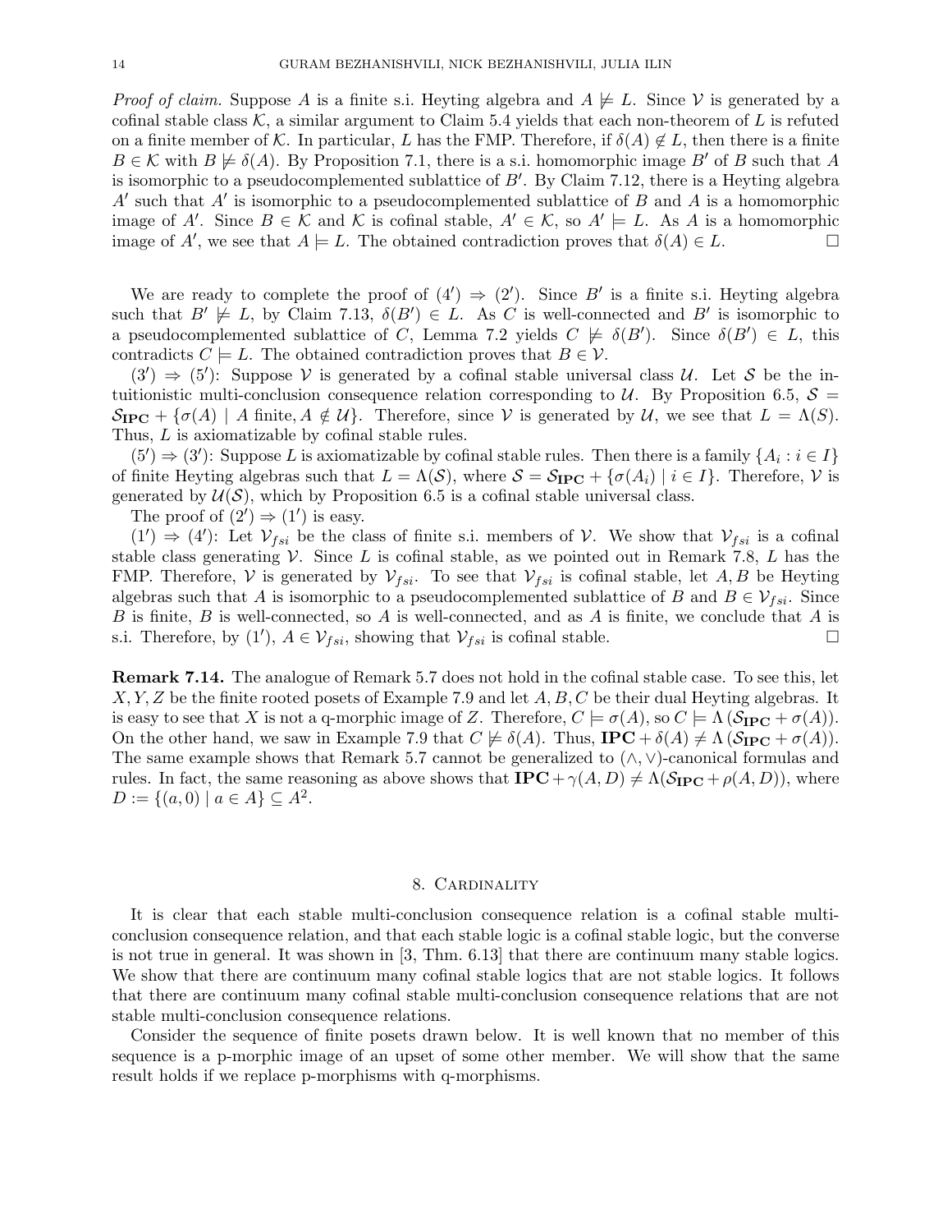*Proof of claim.* Suppose $A$ is a finite s.i. Heyting algebra and $A \not\models L$. Since $\mathcal{V}$ is generated by a cofinal stable class $\mathcal{K}$, a similar argument to Claim 5.4 yields that each non-theorem of $L$ is refuted on a finite member of $\mathcal{K}$. In particular, $L$ has the FMP. Therefore, if $\delta(A) \notin L$, then there is a finite $B \in \mathcal{K}$ with $B \not\models \delta(A)$. By Proposition 7.1, there is a s.i. homomorphic image $B'$ of $B$ such that $A$ is isomorphic to a pseudocomplemented sublattice of $B'$. By Claim 7.12, there is a Heyting algebra $A'$ such that $A'$ is isomorphic to a pseudocomplemented sublattice of $B$ and $A$ is a homomorphic image of $A'$. Since $B \in \mathcal{K}$ and $\mathcal{K}$ is cofinal stable, $A' \in \mathcal{K}$, so $A' \models L$. As $A$ is a homomorphic image of $A'$, we see that $A \models L$. The obtained contradiction proves that $\delta(A) \in L$. □

We are ready to complete the proof of $(4') \Rightarrow (2')$. Since $B'$ is a finite s.i. Heyting algebra such that $B' \not\models L$, by Claim 7.13, $\delta(B') \in L$. As $C$ is well-connected and $B'$ is isomorphic to a pseudocomplemented sublattice of $C$, Lemma 7.2 yields $C \not\models \delta(B')$. Since $\delta(B') \in L$, this contradicts $C \models L$. The obtained contradiction proves that $B \in \mathcal{V}$.

$(3') \Rightarrow (5')$: Suppose $\mathcal{V}$ is generated by a cofinal stable universal class $\mathcal{U}$. Let $\mathcal{S}$ be the intuitionistic multi-conclusion consequence relation corresponding to $\mathcal{U}$. By Proposition 6.5, $\mathcal{S} = \mathcal{S}_{\mathbf{IPC}} + \{\sigma(A) \mid A \text{ finite}, A \notin \mathcal{U}\}$. Therefore, since $\mathcal{V}$ is generated by $\mathcal{U}$, we see that $L = \Lambda(S)$. Thus, $L$ is axiomatizable by cofinal stable rules.

$(5') \Rightarrow (3')$: Suppose $L$ is axiomatizable by cofinal stable rules. Then there is a family $\{A_i : i \in I\}$ of finite Heyting algebras such that $L = \Lambda(\mathcal{S})$, where $\mathcal{S} = \mathcal{S}_{\mathbf{IPC}} + \{\sigma(A_i) \mid i \in I\}$. Therefore, $\mathcal{V}$ is generated by $\mathcal{U}(\mathcal{S})$, which by Proposition 6.5 is a cofinal stable universal class.

The proof of $(2') \Rightarrow (1')$ is easy.

$(1') \Rightarrow (4')$: Let $\mathcal{V}_{fsi}$ be the class of finite s.i. members of $\mathcal{V}$. We show that $\mathcal{V}_{fsi}$ is a cofinal stable class generating $\mathcal{V}$. Since $L$ is cofinal stable, as we pointed out in Remark 7.8, $L$ has the FMP. Therefore, $\mathcal{V}$ is generated by $\mathcal{V}_{fsi}$. To see that $\mathcal{V}_{fsi}$ is cofinal stable, let $A, B$ be Heyting algebras such that $A$ is isomorphic to a pseudocomplemented sublattice of $B$ and $B \in \mathcal{V}_{fsi}$. Since $B$ is finite, $B$ is well-connected, so $A$ is well-connected, and as $A$ is finite, we conclude that $A$ is s.i. Therefore, by $(1')$, $A \in \mathcal{V}_{fsi}$, showing that $\mathcal{V}_{fsi}$ is cofinal stable. □

**Remark 7.14.** The analogue of Remark 5.7 does not hold in the cofinal stable case. To see this, let $X, Y, Z$ be the finite rooted posets of Example 7.9 and let $A, B, C$ be their dual Heyting algebras. It is easy to see that $X$ is not a q-morphic image of $Z$. Therefore, $C \models \sigma(A)$, so $C \models \Lambda(\mathcal{S}_{\mathbf{IPC}} + \sigma(A))$. On the other hand, we saw in Example 7.9 that $C \not\models \delta(A)$. Thus, $\mathbf{IPC} + \delta(A) \neq \Lambda(\mathcal{S}_{\mathbf{IPC}} + \sigma(A))$. The same example shows that Remark 5.7 cannot be generalized to $(\wedge, \vee)$-canonical formulas and rules. In fact, the same reasoning as above shows that $\mathbf{IPC} + \gamma(A, D) \neq \Lambda(\mathcal{S}_{\mathbf{IPC}} + \rho(A, D))$, where $D := \{(a, 0) \mid a \in A\} \subseteq A^2$.

## 8. Cardinality

It is clear that each stable multi-conclusion consequence relation is a cofinal stable multi-conclusion consequence relation, and that each stable logic is a cofinal stable logic, but the converse is not true in general. It was shown in [3, Thm. 6.13] that there are continuum many stable logics. We show that there are continuum many cofinal stable logics that are not stable logics. It follows that there are continuum many cofinal stable multi-conclusion consequence relations that are not stable multi-conclusion consequence relations.

Consider the sequence of finite posets drawn below. It is well known that no member of this sequence is a p-morphic image of an upset of some other member. We will show that the same result holds if we replace p-morphisms with q-morphisms.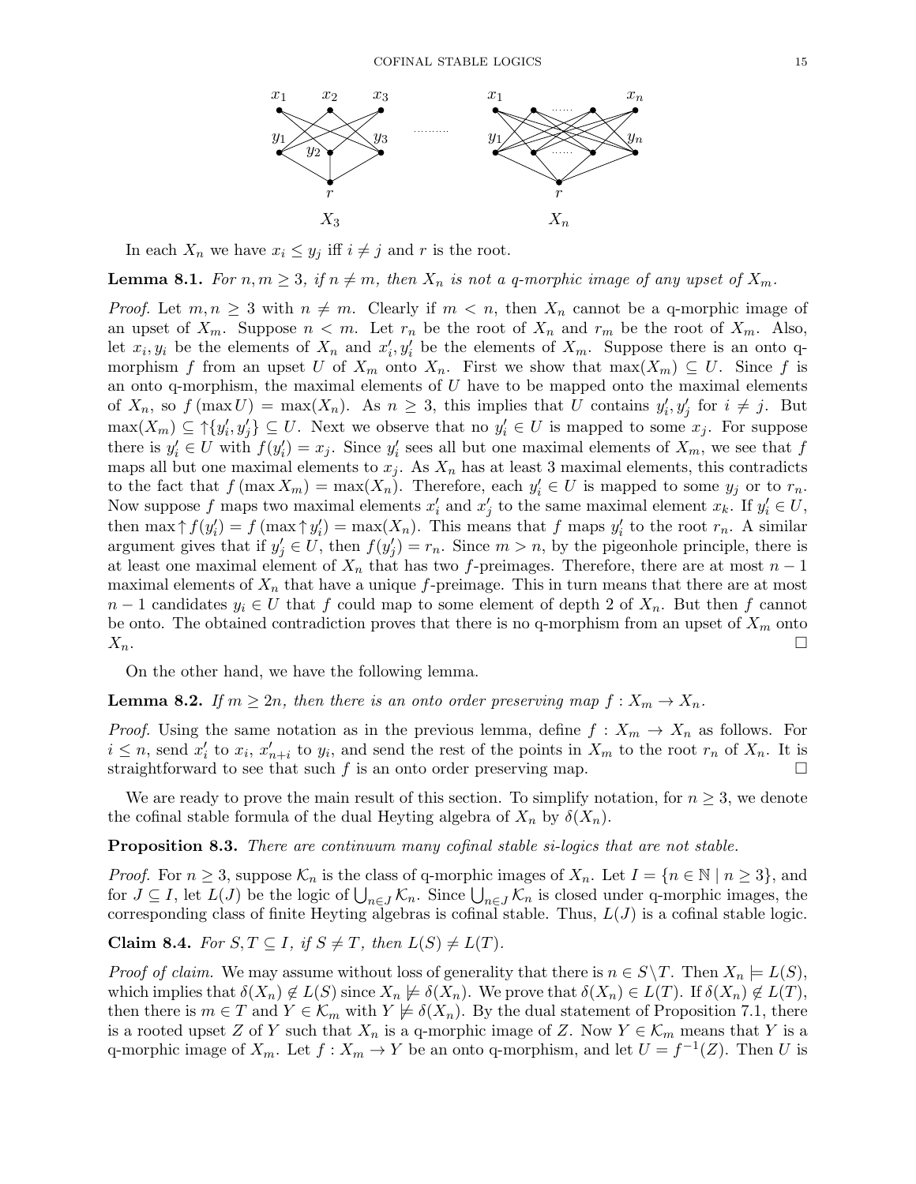$X_3$ $\qquad\qquad$ $X_n$

In each $X_n$ we have $x_i \leq y_j$ iff $i \neq j$ and $r$ is the root.

**Lemma 8.1.** *For $n, m \geq 3$, if $n \neq m$, then $X_n$ is not a q-morphic image of any upset of $X_m$.*

*Proof.* Let $m, n \geq 3$ with $n \neq m$. Clearly if $m < n$, then $X_n$ cannot be a q-morphic image of an upset of $X_m$. Suppose $n < m$. Let $r_n$ be the root of $X_n$ and $r_m$ be the root of $X_m$. Also, let $x_i, y_i$ be the elements of $X_n$ and $x'_i, y'_i$ be the elements of $X_m$. Suppose there is an onto q-morphism $f$ from an upset $U$ of $X_m$ onto $X_n$. First we show that $\max(X_m) \subseteq U$. Since $f$ is an onto q-morphism, the maximal elements of $U$ have to be mapped onto the maximal elements of $X_n$, so $f(\max U) = \max(X_n)$. As $n \geq 3$, this implies that $U$ contains $y'_i, y'_j$ for $i \neq j$. But $\max(X_m) \subseteq \uparrow\{y'_i, y'_j\} \subseteq U$. Next we observe that no $y'_i \in U$ is mapped to some $x_j$. For suppose there is $y'_i \in U$ with $f(y'_i) = x_j$. Since $y'_i$ sees all but one maximal elements of $X_m$, we see that $f$ maps all but one maximal elements to $x_j$. As $X_n$ has at least 3 maximal elements, this contradicts to the fact that $f(\max X_m) = \max(X_n)$. Therefore, each $y'_i \in U$ is mapped to some $y_j$ or to $r_n$. Now suppose $f$ maps two maximal elements $x'_i$ and $x'_j$ to the same maximal element $x_k$. If $y'_i \in U$, then $\max \uparrow f(y'_i) = f(\max \uparrow y'_i) = \max(X_n)$. This means that $f$ maps $y'_i$ to the root $r_n$. A similar argument gives that if $y'_j \in U$, then $f(y'_j) = r_n$. Since $m > n$, by the pigeonhole principle, there is at least one maximal element of $X_n$ that has two $f$-preimages. Therefore, there are at most $n-1$ maximal elements of $X_n$ that have a unique $f$-preimage. This in turn means that there are at most $n-1$ candidates $y_i \in U$ that $f$ could map to some element of depth 2 of $X_n$. But then $f$ cannot be onto. The obtained contradiction proves that there is no q-morphism from an upset of $X_m$ onto $X_n$. $\square$

On the other hand, we have the following lemma.

**Lemma 8.2.** *If $m \geq 2n$, then there is an onto order preserving map $f : X_m \to X_n$.*

*Proof.* Using the same notation as in the previous lemma, define $f : X_m \to X_n$ as follows. For $i \leq n$, send $x'_i$ to $x_i$, $x'_{n+i}$ to $y_i$, and send the rest of the points in $X_m$ to the root $r_n$ of $X_n$. It is straightforward to see that such $f$ is an onto order preserving map. $\square$

We are ready to prove the main result of this section. To simplify notation, for $n \geq 3$, we denote the cofinal stable formula of the dual Heyting algebra of $X_n$ by $\delta(X_n)$.

**Proposition 8.3.** *There are continuum many cofinal stable si-logics that are not stable.*

*Proof.* For $n \geq 3$, suppose $\mathcal{K}_n$ is the class of q-morphic images of $X_n$. Let $I = \{n \in \mathbb{N} \mid n \geq 3\}$, and for $J \subseteq I$, let $L(J)$ be the logic of $\bigcup_{n \in J} \mathcal{K}_n$. Since $\bigcup_{n \in J} \mathcal{K}_n$ is closed under q-morphic images, the corresponding class of finite Heyting algebras is cofinal stable. Thus, $L(J)$ is a cofinal stable logic.

**Claim 8.4.** *For $S, T \subseteq I$, if $S \neq T$, then $L(S) \neq L(T)$.*

*Proof of claim.* We may assume without loss of generality that there is $n \in S \setminus T$. Then $X_n \models L(S)$, which implies that $\delta(X_n) \notin L(S)$ since $X_n \not\models \delta(X_n)$. We prove that $\delta(X_n) \in L(T)$. If $\delta(X_n) \notin L(T)$, then there is $m \in T$ and $Y \in \mathcal{K}_m$ with $Y \not\models \delta(X_n)$. By the dual statement of Proposition 7.1, there is a rooted upset $Z$ of $Y$ such that $X_n$ is a q-morphic image of $Z$. Now $Y \in \mathcal{K}_m$ means that $Y$ is a q-morphic image of $X_m$. Let $f : X_m \to Y$ be an onto q-morphism, and let $U = f^{-1}(Z)$. Then $U$ is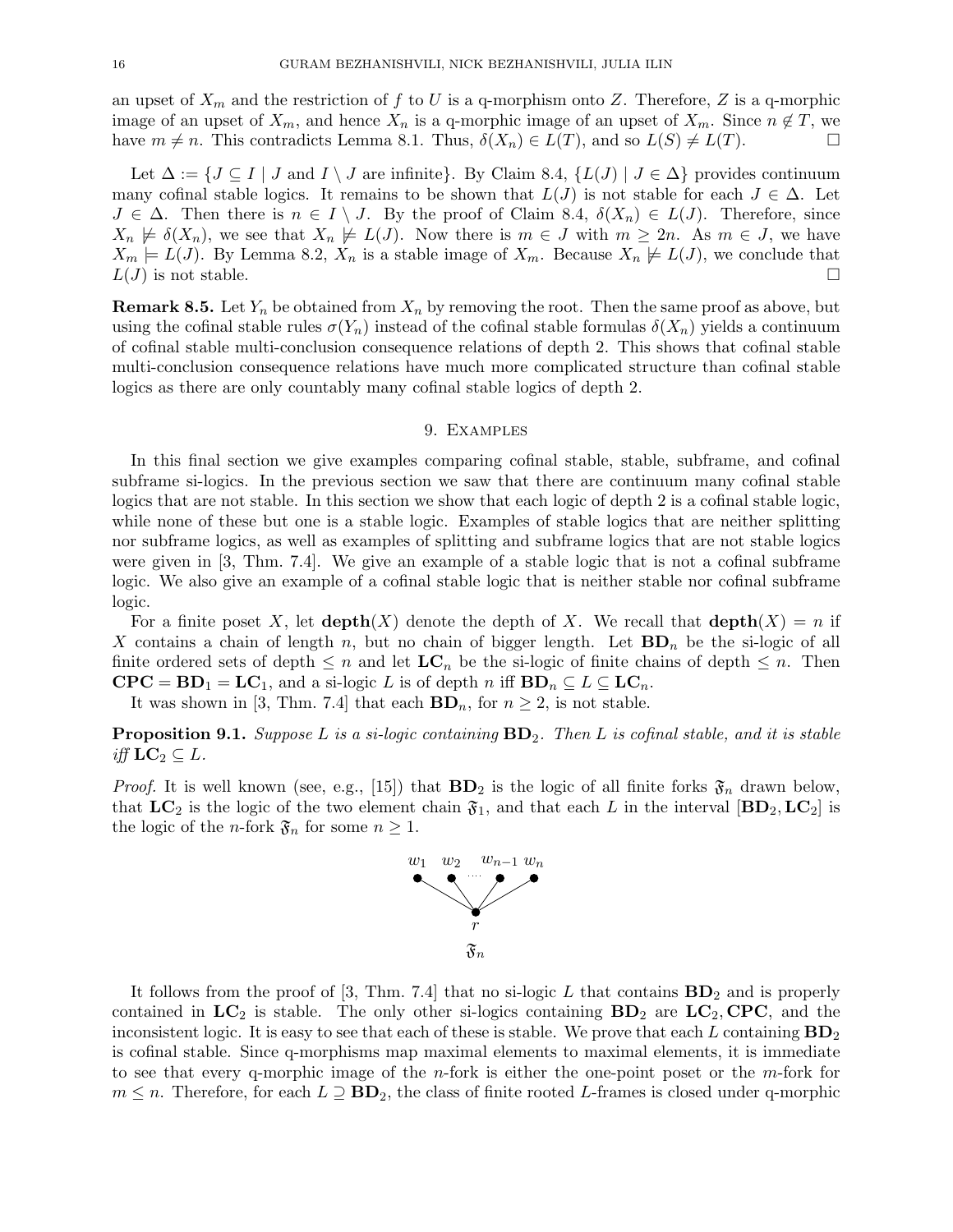an upset of $X_m$ and the restriction of $f$ to $U$ is a q-morphism onto $Z$. Therefore, $Z$ is a q-morphic image of an upset of $X_m$, and hence $X_n$ is a q-morphic image of an upset of $X_m$. Since $n \notin T$, we have $m \neq n$. This contradicts Lemma 8.1. Thus, $\delta(X_n) \in L(T)$, and so $L(S) \neq L(T)$. □

Let $\Delta := \{J \subseteq I \mid J \text{ and } I \setminus J \text{ are infinite}\}$. By Claim 8.4, $\{L(J) \mid J \in \Delta\}$ provides continuum many cofinal stable logics. It remains to be shown that $L(J)$ is not stable for each $J \in \Delta$. Let $J \in \Delta$. Then there is $n \in I \setminus J$. By the proof of Claim 8.4, $\delta(X_n) \in L(J)$. Therefore, since $X_n \not\models \delta(X_n)$, we see that $X_n \not\models L(J)$. Now there is $m \in J$ with $m \geq 2n$. As $m \in J$, we have $X_m \models L(J)$. By Lemma 8.2, $X_n$ is a stable image of $X_m$. Because $X_n \not\models L(J)$, we conclude that $L(J)$ is not stable. □

**Remark 8.5.** Let $Y_n$ be obtained from $X_n$ by removing the root. Then the same proof as above, but using the cofinal stable rules $\sigma(Y_n)$ instead of the cofinal stable formulas $\delta(X_n)$ yields a continuum of cofinal stable multi-conclusion consequence relations of depth 2. This shows that cofinal stable multi-conclusion consequence relations have much more complicated structure than cofinal stable logics as there are only countably many cofinal stable logics of depth 2.

## 9. Examples

In this final section we give examples comparing cofinal stable, stable, subframe, and cofinal subframe si-logics. In the previous section we saw that there are continuum many cofinal stable logics that are not stable. In this section we show that each logic of depth 2 is a cofinal stable logic, while none of these but one is a stable logic. Examples of stable logics that are neither splitting nor subframe logics, as well as examples of splitting and subframe logics that are not stable logics were given in [3, Thm. 7.4]. We give an example of a stable logic that is not a cofinal subframe logic. We also give an example of a cofinal stable logic that is neither stable nor cofinal subframe logic.

For a finite poset $X$, let $\mathbf{depth}(X)$ denote the depth of $X$. We recall that $\mathbf{depth}(X) = n$ if $X$ contains a chain of length $n$, but no chain of bigger length. Let $\mathbf{BD}_n$ be the si-logic of all finite ordered sets of depth $\leq n$ and let $\mathbf{LC}_n$ be the si-logic of finite chains of depth $\leq n$. Then $\mathbf{CPC} = \mathbf{BD}_1 = \mathbf{LC}_1$, and a si-logic $L$ is of depth $n$ iff $\mathbf{BD}_n \subseteq L \subseteq \mathbf{LC}_n$.

It was shown in [3, Thm. 7.4] that each $\mathbf{BD}_n$, for $n \geq 2$, is not stable.

**Proposition 9.1.** *Suppose $L$ is a si-logic containing $\mathbf{BD}_2$. Then $L$ is cofinal stable, and it is stable iff $\mathbf{LC}_2 \subseteq L$.*

*Proof.* It is well known (see, e.g., [15]) that $\mathbf{BD}_2$ is the logic of all finite forks $\mathfrak{F}_n$ drawn below, that $\mathbf{LC}_2$ is the logic of the two element chain $\mathfrak{F}_1$, and that each $L$ in the interval $[\mathbf{BD}_2, \mathbf{LC}_2]$ is the logic of the $n$-fork $\mathfrak{F}_n$ for some $n \geq 1$.

$w_1 \quad w_2 \quad \cdots \quad w_{n-1} \quad w_n$

$r$

$\mathfrak{F}_n$

It follows from the proof of [3, Thm. 7.4] that no si-logic $L$ that contains $\mathbf{BD}_2$ and is properly contained in $\mathbf{LC}_2$ is stable. The only other si-logics containing $\mathbf{BD}_2$ are $\mathbf{LC}_2, \mathbf{CPC}$, and the inconsistent logic. It is easy to see that each of these is stable. We prove that each $L$ containing $\mathbf{BD}_2$ is cofinal stable. Since q-morphisms map maximal elements to maximal elements, it is immediate to see that every q-morphic image of the $n$-fork is either the one-point poset or the $m$-fork for $m \leq n$. Therefore, for each $L \supseteq \mathbf{BD}_2$, the class of finite rooted $L$-frames is closed under q-morphic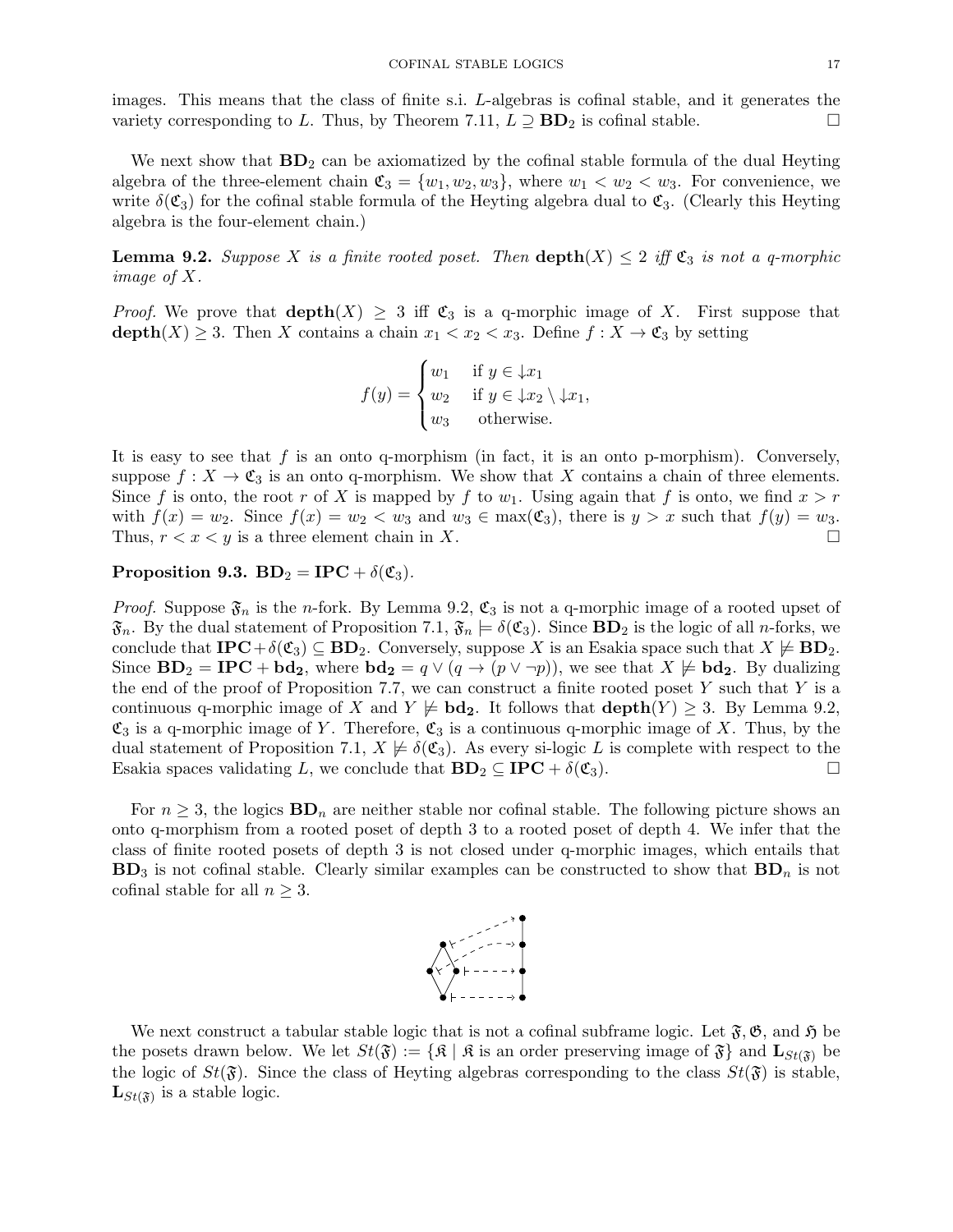images. This means that the class of finite s.i. $L$-algebras is cofinal stable, and it generates the variety corresponding to $L$. Thus, by Theorem 7.11, $L \supseteq \mathbf{BD}_2$ is cofinal stable. $\square$

We next show that $\mathbf{BD}_2$ can be axiomatized by the cofinal stable formula of the dual Heyting algebra of the three-element chain $\mathfrak{C}_3 = \{w_1, w_2, w_3\}$, where $w_1 < w_2 < w_3$. For convenience, we write $\delta(\mathfrak{C}_3)$ for the cofinal stable formula of the Heyting algebra dual to $\mathfrak{C}_3$. (Clearly this Heyting algebra is the four-element chain.)

**Lemma 9.2.** *Suppose $X$ is a finite rooted poset. Then $\mathbf{depth}(X) \leq 2$ iff $\mathfrak{C}_3$ is not a q-morphic image of $X$.*

*Proof.* We prove that $\mathbf{depth}(X) \geq 3$ iff $\mathfrak{C}_3$ is a q-morphic image of $X$. First suppose that $\mathbf{depth}(X) \geq 3$. Then $X$ contains a chain $x_1 < x_2 < x_3$. Define $f : X \to \mathfrak{C}_3$ by setting

$$f(y) = \begin{cases} w_1 & \text{if } y \in {\downarrow}x_1 \\ w_2 & \text{if } y \in {\downarrow}x_2 \setminus {\downarrow}x_1, \\ w_3 & \text{otherwise.} \end{cases}$$

It is easy to see that $f$ is an onto q-morphism (in fact, it is an onto p-morphism). Conversely, suppose $f : X \to \mathfrak{C}_3$ is an onto q-morphism. We show that $X$ contains a chain of three elements. Since $f$ is onto, the root $r$ of $X$ is mapped by $f$ to $w_1$. Using again that $f$ is onto, we find $x > r$ with $f(x) = w_2$. Since $f(x) = w_2 < w_3$ and $w_3 \in \max(\mathfrak{C}_3)$, there is $y > x$ such that $f(y) = w_3$. Thus, $r < x < y$ is a three element chain in $X$. $\square$

**Proposition 9.3.** $\mathbf{BD}_2 = \mathbf{IPC} + \delta(\mathfrak{C}_3)$.

*Proof.* Suppose $\mathfrak{F}_n$ is the $n$-fork. By Lemma 9.2, $\mathfrak{C}_3$ is not a q-morphic image of a rooted upset of $\mathfrak{F}_n$. By the dual statement of Proposition 7.1, $\mathfrak{F}_n \models \delta(\mathfrak{C}_3)$. Since $\mathbf{BD}_2$ is the logic of all $n$-forks, we conclude that $\mathbf{IPC} + \delta(\mathfrak{C}_3) \subseteq \mathbf{BD}_2$. Conversely, suppose $X$ is an Esakia space such that $X \not\models \mathbf{BD}_2$. Since $\mathbf{BD}_2 = \mathbf{IPC} + \mathbf{bd_2}$, where $\mathbf{bd_2} = q \vee (q \to (p \vee \neg p))$, we see that $X \not\models \mathbf{bd_2}$. By dualizing the end of the proof of Proposition 7.7, we can construct a finite rooted poset $Y$ such that $Y$ is a continuous q-morphic image of $X$ and $Y \not\models \mathbf{bd_2}$. It follows that $\mathbf{depth}(Y) \geq 3$. By Lemma 9.2, $\mathfrak{C}_3$ is a q-morphic image of $Y$. Therefore, $\mathfrak{C}_3$ is a continuous q-morphic image of $X$. Thus, by the dual statement of Proposition 7.1, $X \not\models \delta(\mathfrak{C}_3)$. As every si-logic $L$ is complete with respect to the Esakia spaces validating $L$, we conclude that $\mathbf{BD}_2 \subseteq \mathbf{IPC} + \delta(\mathfrak{C}_3)$. $\square$

For $n \geq 3$, the logics $\mathbf{BD}_n$ are neither stable nor cofinal stable. The following picture shows an onto q-morphism from a rooted poset of depth 3 to a rooted poset of depth 4. We infer that the class of finite rooted posets of depth 3 is not closed under q-morphic images, which entails that $\mathbf{BD}_3$ is not cofinal stable. Clearly similar examples can be constructed to show that $\mathbf{BD}_n$ is not cofinal stable for all $n \geq 3$.

We next construct a tabular stable logic that is not a cofinal subframe logic. Let $\mathfrak{F}, \mathfrak{G}$, and $\mathfrak{H}$ be the posets drawn below. We let $St(\mathfrak{F}) := \{\mathfrak{K} \mid \mathfrak{K} \text{ is an order preserving image of } \mathfrak{F}\}$ and $\mathbf{L}_{St(\mathfrak{F})}$ be the logic of $St(\mathfrak{F})$. Since the class of Heyting algebras corresponding to the class $St(\mathfrak{F})$ is stable, $\mathbf{L}_{St(\mathfrak{F})}$ is a stable logic.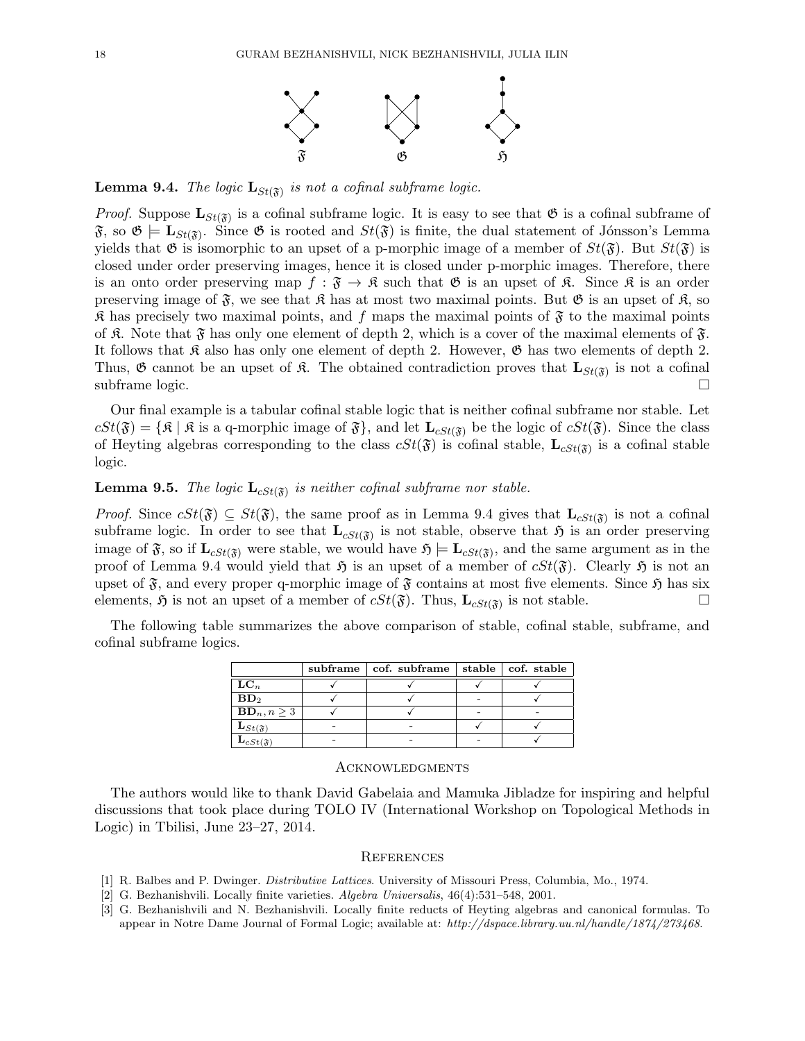$\mathfrak{F}$ $\mathfrak{G}$ $\mathfrak{H}$

**Lemma 9.4.** *The logic* $\mathbf{L}_{St(\mathfrak{F})}$ *is not a cofinal subframe logic.*

*Proof.* Suppose $\mathbf{L}_{St(\mathfrak{F})}$ is a cofinal subframe logic. It is easy to see that $\mathfrak{G}$ is a cofinal subframe of $\mathfrak{F}$, so $\mathfrak{G} \models \mathbf{L}_{St(\mathfrak{F})}$. Since $\mathfrak{G}$ is rooted and $St(\mathfrak{F})$ is finite, the dual statement of Jónsson's Lemma yields that $\mathfrak{G}$ is isomorphic to an upset of a p-morphic image of a member of $St(\mathfrak{F})$. But $St(\mathfrak{F})$ is closed under order preserving images, hence it is closed under p-morphic images. Therefore, there is an onto order preserving map $f : \mathfrak{F} \to \mathfrak{K}$ such that $\mathfrak{G}$ is an upset of $\mathfrak{K}$. Since $\mathfrak{K}$ is an order preserving image of $\mathfrak{F}$, we see that $\mathfrak{K}$ has at most two maximal points. But $\mathfrak{G}$ is an upset of $\mathfrak{K}$, so $\mathfrak{K}$ has precisely two maximal points, and $f$ maps the maximal points of $\mathfrak{F}$ to the maximal points of $\mathfrak{K}$. Note that $\mathfrak{F}$ has only one element of depth 2, which is a cover of the maximal elements of $\mathfrak{F}$. It follows that $\mathfrak{K}$ also has only one element of depth 2. However, $\mathfrak{G}$ has two elements of depth 2. Thus, $\mathfrak{G}$ cannot be an upset of $\mathfrak{K}$. The obtained contradiction proves that $\mathbf{L}_{St(\mathfrak{F})}$ is not a cofinal subframe logic. □

Our final example is a tabular cofinal stable logic that is neither cofinal subframe nor stable. Let $cSt(\mathfrak{F}) = \{\mathfrak{K} \mid \mathfrak{K} \text{ is a q-morphic image of } \mathfrak{F}\}$, and let $\mathbf{L}_{cSt(\mathfrak{F})}$ be the logic of $cSt(\mathfrak{F})$. Since the class of Heyting algebras corresponding to the class $cSt(\mathfrak{F})$ is cofinal stable, $\mathbf{L}_{cSt(\mathfrak{F})}$ is a cofinal stable logic.

**Lemma 9.5.** *The logic* $\mathbf{L}_{cSt(\mathfrak{F})}$ *is neither cofinal subframe nor stable.*

*Proof.* Since $cSt(\mathfrak{F}) \subseteq St(\mathfrak{F})$, the same proof as in Lemma 9.4 gives that $\mathbf{L}_{cSt(\mathfrak{F})}$ is not a cofinal subframe logic. In order to see that $\mathbf{L}_{cSt(\mathfrak{F})}$ is not stable, observe that $\mathfrak{H}$ is an order preserving image of $\mathfrak{F}$, so if $\mathbf{L}_{cSt(\mathfrak{F})}$ were stable, we would have $\mathfrak{H} \models \mathbf{L}_{cSt(\mathfrak{F})}$, and the same argument as in the proof of Lemma 9.4 would yield that $\mathfrak{H}$ is an upset of a member of $cSt(\mathfrak{F})$. Clearly $\mathfrak{H}$ is not an upset of $\mathfrak{F}$, and every proper q-morphic image of $\mathfrak{F}$ contains at most five elements. Since $\mathfrak{H}$ has six elements, $\mathfrak{H}$ is not an upset of a member of $cSt(\mathfrak{F})$. Thus, $\mathbf{L}_{cSt(\mathfrak{F})}$ is not stable. □

The following table summarizes the above comparison of stable, cofinal stable, subframe, and cofinal subframe logics.

| | **subframe** | **cof. subframe** | **stable** | **cof. stable** |
|---|---|---|---|---|
| $\mathbf{LC}_n$ | ✓ | ✓ | ✓ | ✓ |
| $\mathbf{BD}_2$ | ✓ | ✓ | - | ✓ |
| $\mathbf{BD}_n, n \geq 3$ | ✓ | ✓ | - | - |
| $\mathbf{L}_{St(\mathfrak{F})}$ | - | - | ✓ | ✓ |
| $\mathbf{L}_{cSt(\mathfrak{F})}$ | - | - | - | ✓ |

## Acknowledgments

The authors would like to thank David Gabelaia and Mamuka Jibladze for inspiring and helpful discussions that took place during TOLO IV (International Workshop on Topological Methods in Logic) in Tbilisi, June 23–27, 2014.

## References

[1] R. Balbes and P. Dwinger. *Distributive Lattices*. University of Missouri Press, Columbia, Mo., 1974.

[2] G. Bezhanishvili. Locally finite varieties. *Algebra Universalis*, 46(4):531–548, 2001.

[3] G. Bezhanishvili and N. Bezhanishvili. Locally finite reducts of Heyting algebras and canonical formulas. To appear in Notre Dame Journal of Formal Logic; available at: *http://dspace.library.uu.nl/handle/1874/273468.*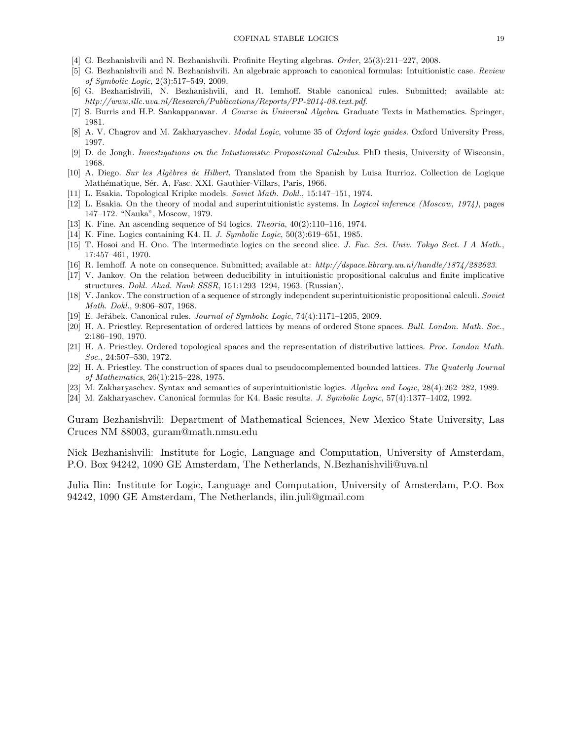[4] G. Bezhanishvili and N. Bezhanishvili. Profinite Heyting algebras. *Order*, 25(3):211–227, 2008.

[5] G. Bezhanishvili and N. Bezhanishvili. An algebraic approach to canonical formulas: Intuitionistic case. *Review of Symbolic Logic*, 2(3):517–549, 2009.

[6] G. Bezhanishvili, N. Bezhanishvili, and R. Iemhoff. Stable canonical rules. Submitted; available at: *http://www.illc.uva.nl/Research/Publications/Reports/PP-2014-08.text.pdf*.

[7] S. Burris and H.P. Sankappanavar. *A Course in Universal Algebra*. Graduate Texts in Mathematics. Springer, 1981.

[8] A. V. Chagrov and M. Zakharyaschev. *Modal Logic*, volume 35 of *Oxford logic guides*. Oxford University Press, 1997.

[9] D. de Jongh. *Investigations on the Intuitionistic Propositional Calculus*. PhD thesis, University of Wisconsin, 1968.

[10] A. Diego. *Sur les Algèbres de Hilbert*. Translated from the Spanish by Luisa Iturrioz. Collection de Logique Mathématique, Sér. A, Fasc. XXI. Gauthier-Villars, Paris, 1966.

[11] L. Esakia. Topological Kripke models. *Soviet Math. Dokl.*, 15:147–151, 1974.

[12] L. Esakia. On the theory of modal and superintuitionistic systems. In *Logical inference (Moscow, 1974)*, pages 147–172. "Nauka", Moscow, 1979.

[13] K. Fine. An ascending sequence of S4 logics. *Theoria*, 40(2):110–116, 1974.

[14] K. Fine. Logics containing K4. II. *J. Symbolic Logic*, 50(3):619–651, 1985.

[15] T. Hosoi and H. Ono. The intermediate logics on the second slice. *J. Fac. Sci. Univ. Tokyo Sect. I A Math.*, 17:457–461, 1970.

[16] R. Iemhoff. A note on consequence. Submitted; available at: *http://dspace.library.uu.nl/handle/1874/282623*.

[17] V. Jankov. On the relation between deducibility in intuitionistic propositional calculus and finite implicative structures. *Dokl. Akad. Nauk SSSR*, 151:1293–1294, 1963. (Russian).

[18] V. Jankov. The construction of a sequence of strongly independent superintuitionistic propositional calculi. *Soviet Math. Dokl.*, 9:806–807, 1968.

[19] E. Jeřábek. Canonical rules. *Journal of Symbolic Logic*, 74(4):1171–1205, 2009.

[20] H. A. Priestley. Representation of ordered lattices by means of ordered Stone spaces. *Bull. London. Math. Soc.*, 2:186–190, 1970.

[21] H. A. Priestley. Ordered topological spaces and the representation of distributive lattices. *Proc. London Math. Soc.*, 24:507–530, 1972.

[22] H. A. Priestley. The construction of spaces dual to pseudocomplemented bounded lattices. *The Quaterly Journal of Mathematics*, 26(1):215–228, 1975.

[23] M. Zakharyaschev. Syntax and semantics of superintuitionistic logics. *Algebra and Logic*, 28(4):262–282, 1989.

[24] M. Zakharyaschev. Canonical formulas for K4. Basic results. *J. Symbolic Logic*, 57(4):1377–1402, 1992.

Guram Bezhanishvili: Department of Mathematical Sciences, New Mexico State University, Las Cruces NM 88003, guram@math.nmsu.edu

Nick Bezhanishvili: Institute for Logic, Language and Computation, University of Amsterdam, P.O. Box 94242, 1090 GE Amsterdam, The Netherlands, N.Bezhanishvili@uva.nl

Julia Ilin: Institute for Logic, Language and Computation, University of Amsterdam, P.O. Box 94242, 1090 GE Amsterdam, The Netherlands, ilin.juli@gmail.com